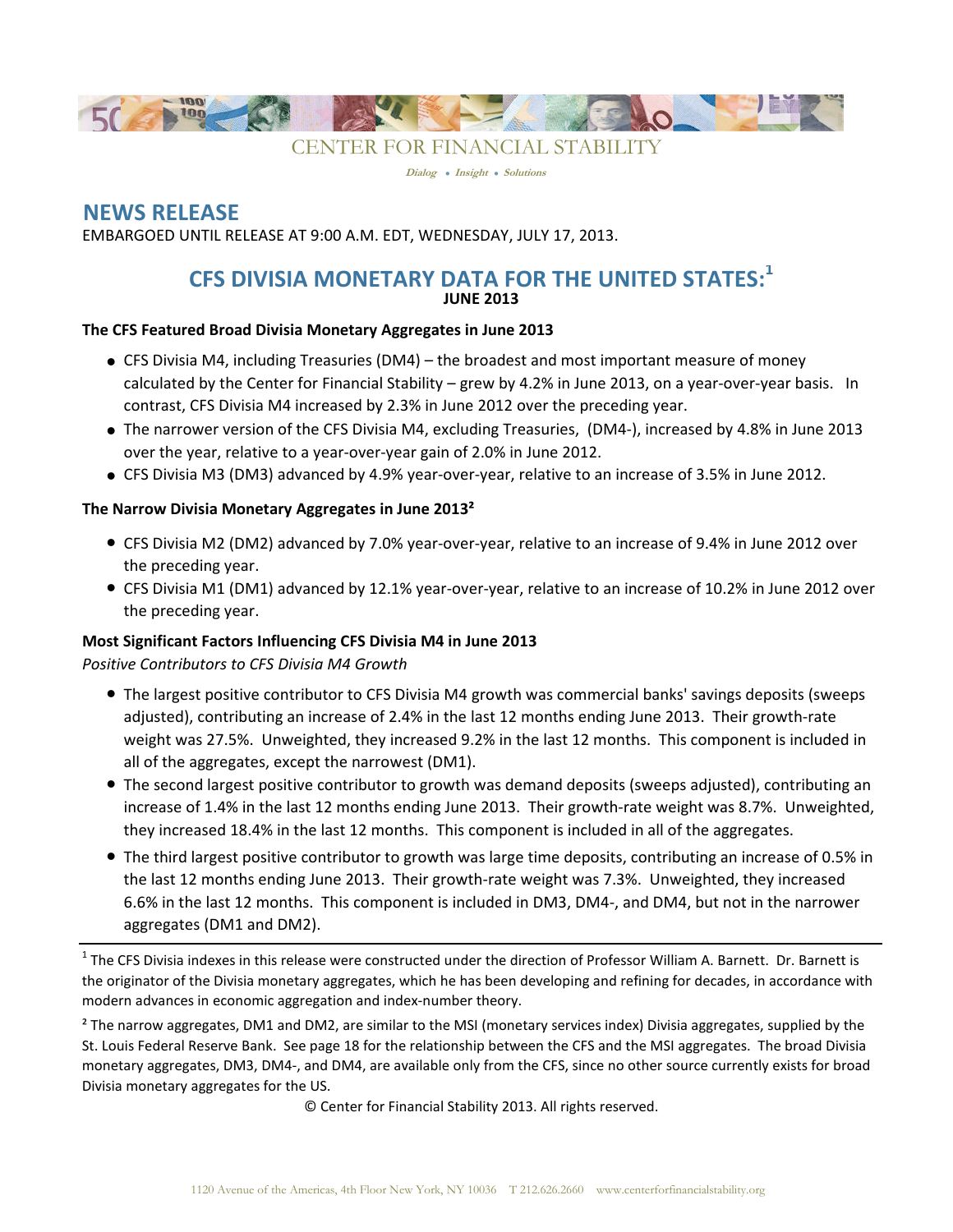CENTER FOR FINANCIAL STABILITY

*Dialog • Insight • Solutions*

## NEWS RELEASE

EMBARGOED UNTIL RELEASE AT 9:00 A.M. EDT, WEDNESDAY, JULY 17, 2013.

# CFS DIVISIA MONETARY DATA FOR THE UNITED STATES:[1]

**JUNE 2013**

### The CFS Featured Broad Divisia Monetary Aggregates in June 2013

- CFS Divisia M4, including Treasuries (DM4) – the broadest and most important measure of money calculated by the Center for Financial Stability – grew by 4.2% in June 2013, on a year-over-year basis. In contrast, CFS Divisia M4 increased by 2.3% in June 2012 over the preceding year.
- The narrower version of the CFS Divisia M4, excluding Treasuries, (DM4-), increased by 4.8% in June 2013 over the year, relative to a year-over-year gain of 2.0% in June 2012.
- CFS Divisia M3 (DM3) advanced by 4.9% year-over-year, relative to an increase of 3.5% in June 2012.

### The Narrow Divisia Monetary Aggregates in June 2013[2]

- CFS Divisia M2 (DM2) advanced by 7.0% year-over-year, relative to an increase of 9.4% in June 2012 over the preceding year.
- CFS Divisia M1 (DM1) advanced by 12.1% year-over-year, relative to an increase of 10.2% in June 2012 over the preceding year.

### Most Significant Factors Influencing CFS Divisia M4 in June 2013

*Positive Contributors to CFS Divisia M4 Growth*

- The largest positive contributor to CFS Divisia M4 growth was commercial banks' savings deposits (sweeps adjusted), contributing an increase of 2.4% in the last 12 months ending June 2013. Their growth-rate weight was 27.5%. Unweighted, they increased 9.2% in the last 12 months. This component is included in all of the aggregates, except the narrowest (DM1).
- The second largest positive contributor to growth was demand deposits (sweeps adjusted), contributing an increase of 1.4% in the last 12 months ending June 2013. Their growth-rate weight was 8.7%. Unweighted, they increased 18.4% in the last 12 months. This component is included in all of the aggregates.
- The third largest positive contributor to growth was large time deposits, contributing an increase of 0.5% in the last 12 months ending June 2013. Their growth-rate weight was 7.3%. Unweighted, they increased 6.6% in the last 12 months. This component is included in DM3, DM4-, and DM4, but not in the narrower aggregates (DM1 and DM2).

---

[1] The CFS Divisia indexes in this release were constructed under the direction of Professor William A. Barnett. Dr. Barnett is the originator of the Divisia monetary aggregates, which he has been developing and refining for decades, in accordance with modern advances in economic aggregation and index-number theory.

[2] The narrow aggregates, DM1 and DM2, are similar to the MSI (monetary services index) Divisia aggregates, supplied by the St. Louis Federal Reserve Bank. See page 18 for the relationship between the CFS and the MSI aggregates. The broad Divisia monetary aggregates, DM3, DM4-, and DM4, are available only from the CFS, since no other source currently exists for broad Divisia monetary aggregates for the US.

© Center for Financial Stability 2013. All rights reserved.

1120 Avenue of the Americas, 4th Floor New York, NY 10036 T 212.626.2660 www.centerforfinancialstability.org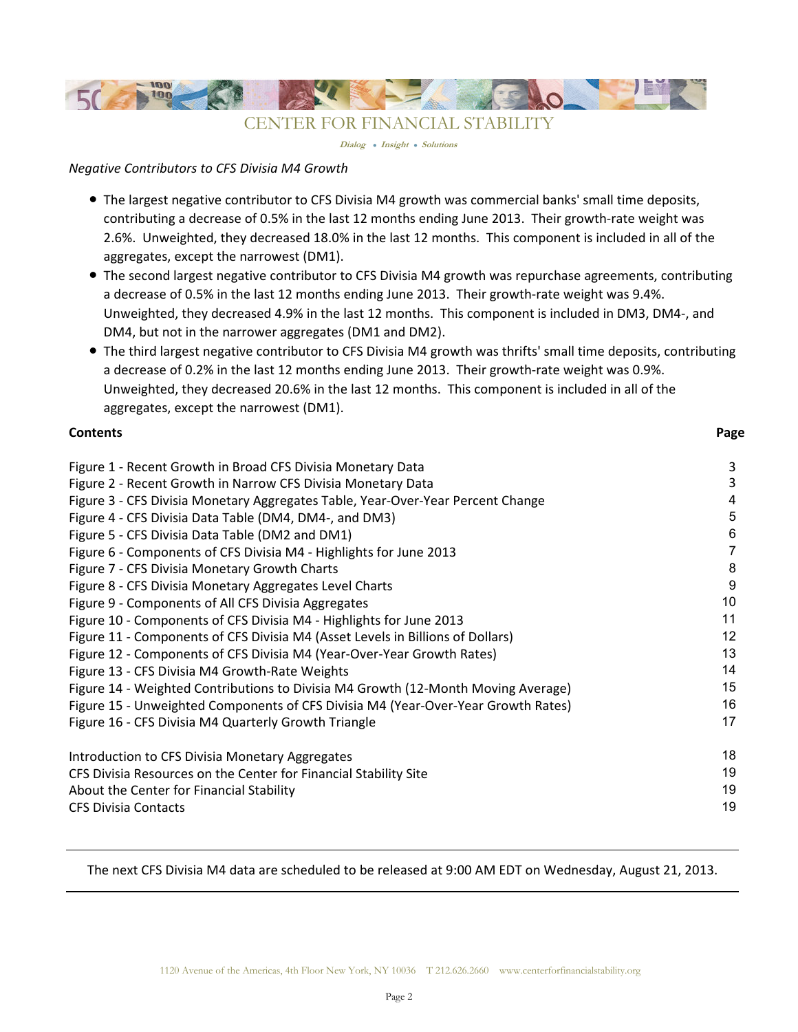*Negative Contributors to CFS Divisia M4 Growth*

- The largest negative contributor to CFS Divisia M4 growth was commercial banks' small time deposits, contributing a decrease of 0.5% in the last 12 months ending June 2013. Their growth-rate weight was 2.6%. Unweighted, they decreased 18.0% in the last 12 months. This component is included in all of the aggregates, except the narrowest (DM1).
- The second largest negative contributor to CFS Divisia M4 growth was repurchase agreements, contributing a decrease of 0.5% in the last 12 months ending June 2013. Their growth-rate weight was 9.4%. Unweighted, they decreased 4.9% in the last 12 months. This component is included in DM3, DM4-, and DM4, but not in the narrower aggregates (DM1 and DM2).
- The third largest negative contributor to CFS Divisia M4 growth was thrifts' small time deposits, contributing a decrease of 0.2% in the last 12 months ending June 2013. Their growth-rate weight was 0.9%. Unweighted, they decreased 20.6% in the last 12 months. This component is included in all of the aggregates, except the narrowest (DM1).

| **Contents** | **Page** |
|---|---|
| Figure 1 - Recent Growth in Broad CFS Divisia Monetary Data | 3 |
| Figure 2 - Recent Growth in Narrow CFS Divisia Monetary Data | 3 |
| Figure 3 - CFS Divisia Monetary Aggregates Table, Year-Over-Year Percent Change | 4 |
| Figure 4 - CFS Divisia Data Table (DM4, DM4-, and DM3) | 5 |
| Figure 5 - CFS Divisia Data Table (DM2 and DM1) | 6 |
| Figure 6 - Components of CFS Divisia M4 - Highlights for June 2013 | 7 |
| Figure 7 - CFS Divisia Monetary Growth Charts | 8 |
| Figure 8 - CFS Divisia Monetary Aggregates Level Charts | 9 |
| Figure 9 - Components of All CFS Divisia Aggregates | 10 |
| Figure 10 - Components of CFS Divisia M4 - Highlights for June 2013 | 11 |
| Figure 11 - Components of CFS Divisia M4 (Asset Levels in Billions of Dollars) | 12 |
| Figure 12 - Components of CFS Divisia M4 (Year-Over-Year Growth Rates) | 13 |
| Figure 13 - CFS Divisia M4 Growth-Rate Weights | 14 |
| Figure 14 - Weighted Contributions to Divisia M4 Growth (12-Month Moving Average) | 15 |
| Figure 15 - Unweighted Components of CFS Divisia M4 (Year-Over-Year Growth Rates) | 16 |
| Figure 16 - CFS Divisia M4 Quarterly Growth Triangle | 17 |
| Introduction to CFS Divisia Monetary Aggregates | 18 |
| CFS Divisia Resources on the Center for Financial Stability Site | 19 |
| About the Center for Financial Stability | 19 |
| CFS Divisia Contacts | 19 |

---

The next CFS Divisia M4 data are scheduled to be released at 9:00 AM EDT on Wednesday, August 21, 2013.

---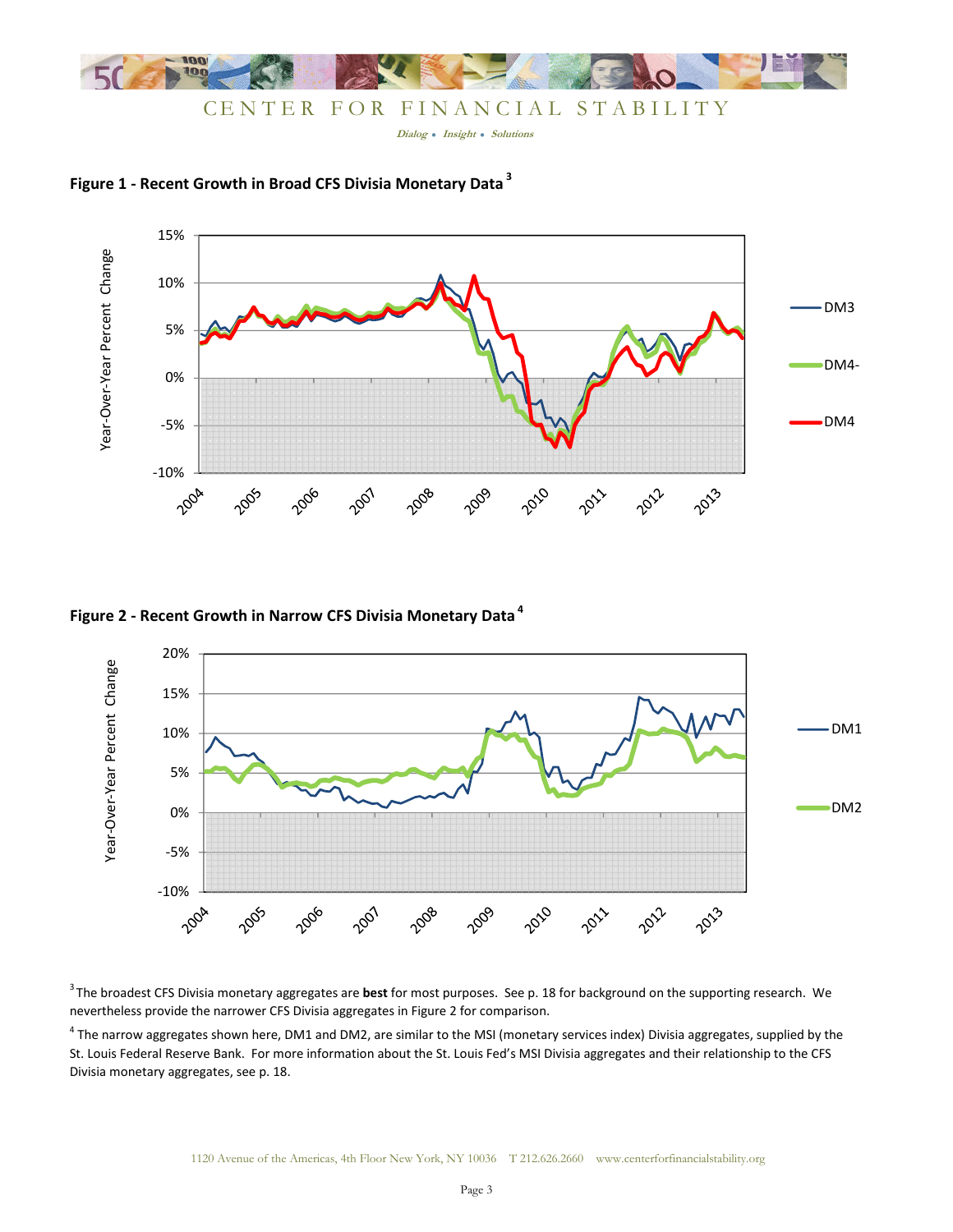## Figure 1 - Recent Growth in Broad CFS Divisia Monetary Data[3]

## Figure 2 - Recent Growth in Narrow CFS Divisia Monetary Data[4]

[3] The broadest CFS Divisia monetary aggregates are **best** for most purposes. See p. 18 for background on the supporting research. We nevertheless provide the narrower CFS Divisia aggregates in Figure 2 for comparison.

[4] The narrow aggregates shown here, DM1 and DM2, are similar to the MSI (monetary services index) Divisia aggregates, supplied by the St. Louis Federal Reserve Bank. For more information about the St. Louis Fed's MSI Divisia aggregates and their relationship to the CFS Divisia monetary aggregates, see p. 18.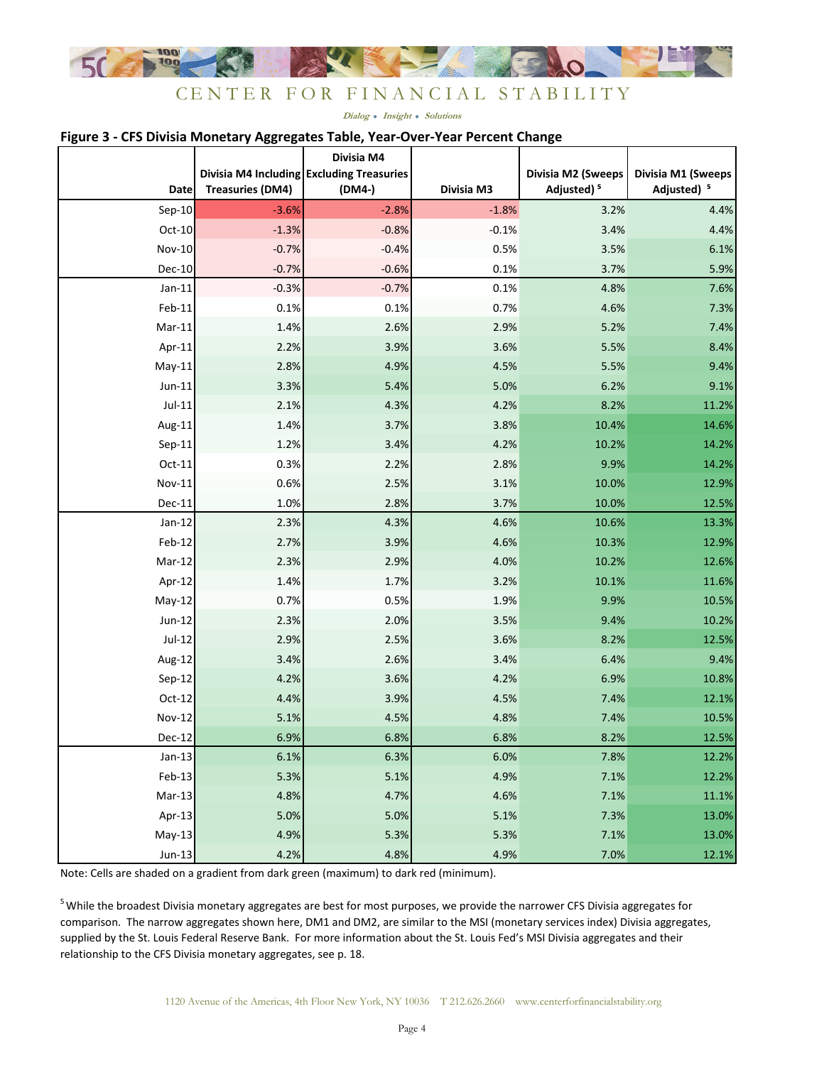**Figure 3 - CFS Divisia Monetary Aggregates Table, Year-Over-Year Percent Change**

| Date | Divisia M4 Including Treasuries (DM4) | Divisia M4 Excluding Treasuries (DM4-) | Divisia M3 | Divisia M2 (Sweeps Adjusted) [5] | Divisia M1 (Sweeps Adjusted) [5] |
|---|---|---|---|---|---|
| Sep-10 | -3.6% | -2.8% | -1.8% | 3.2% | 4.4% |
| Oct-10 | -1.3% | -0.8% | -0.1% | 3.4% | 4.4% |
| Nov-10 | -0.7% | -0.4% | 0.5% | 3.5% | 6.1% |
| Dec-10 | -0.7% | -0.6% | 0.1% | 3.7% | 5.9% |
| Jan-11 | -0.3% | -0.7% | 0.1% | 4.8% | 7.6% |
| Feb-11 | 0.1% | 0.1% | 0.7% | 4.6% | 7.3% |
| Mar-11 | 1.4% | 2.6% | 2.9% | 5.2% | 7.4% |
| Apr-11 | 2.2% | 3.9% | 3.6% | 5.5% | 8.4% |
| May-11 | 2.8% | 4.9% | 4.5% | 5.5% | 9.4% |
| Jun-11 | 3.3% | 5.4% | 5.0% | 6.2% | 9.1% |
| Jul-11 | 2.1% | 4.3% | 4.2% | 8.2% | 11.2% |
| Aug-11 | 1.4% | 3.7% | 3.8% | 10.4% | 14.6% |
| Sep-11 | 1.2% | 3.4% | 4.2% | 10.2% | 14.2% |
| Oct-11 | 0.3% | 2.2% | 2.8% | 9.9% | 14.2% |
| Nov-11 | 0.6% | 2.5% | 3.1% | 10.0% | 12.9% |
| Dec-11 | 1.0% | 2.8% | 3.7% | 10.0% | 12.5% |
| Jan-12 | 2.3% | 4.3% | 4.6% | 10.6% | 13.3% |
| Feb-12 | 2.7% | 3.9% | 4.6% | 10.3% | 12.9% |
| Mar-12 | 2.3% | 2.9% | 4.0% | 10.2% | 12.6% |
| Apr-12 | 1.4% | 1.7% | 3.2% | 10.1% | 11.6% |
| May-12 | 0.7% | 0.5% | 1.9% | 9.9% | 10.5% |
| Jun-12 | 2.3% | 2.0% | 3.5% | 9.4% | 10.2% |
| Jul-12 | 2.9% | 2.5% | 3.6% | 8.2% | 12.5% |
| Aug-12 | 3.4% | 2.6% | 3.4% | 6.4% | 9.4% |
| Sep-12 | 4.2% | 3.6% | 4.2% | 6.9% | 10.8% |
| Oct-12 | 4.4% | 3.9% | 4.5% | 7.4% | 12.1% |
| Nov-12 | 5.1% | 4.5% | 4.8% | 7.4% | 10.5% |
| Dec-12 | 6.9% | 6.8% | 6.8% | 8.2% | 12.5% |
| Jan-13 | 6.1% | 6.3% | 6.0% | 7.8% | 12.2% |
| Feb-13 | 5.3% | 5.1% | 4.9% | 7.1% | 12.2% |
| Mar-13 | 4.8% | 4.7% | 4.6% | 7.1% | 11.1% |
| Apr-13 | 5.0% | 5.0% | 5.1% | 7.3% | 13.0% |
| May-13 | 4.9% | 5.3% | 5.3% | 7.1% | 13.0% |
| Jun-13 | 4.2% | 4.8% | 4.9% | 7.0% | 12.1% |

Note: Cells are shaded on a gradient from dark green (maximum) to dark red (minimum).

[5] While the broadest Divisia monetary aggregates are best for most purposes, we provide the narrower CFS Divisia aggregates for comparison. The narrow aggregates shown here, DM1 and DM2, are similar to the MSI (monetary services index) Divisia aggregates, supplied by the St. Louis Federal Reserve Bank. For more information about the St. Louis Fed's MSI Divisia aggregates and their relationship to the CFS Divisia monetary aggregates, see p. 18.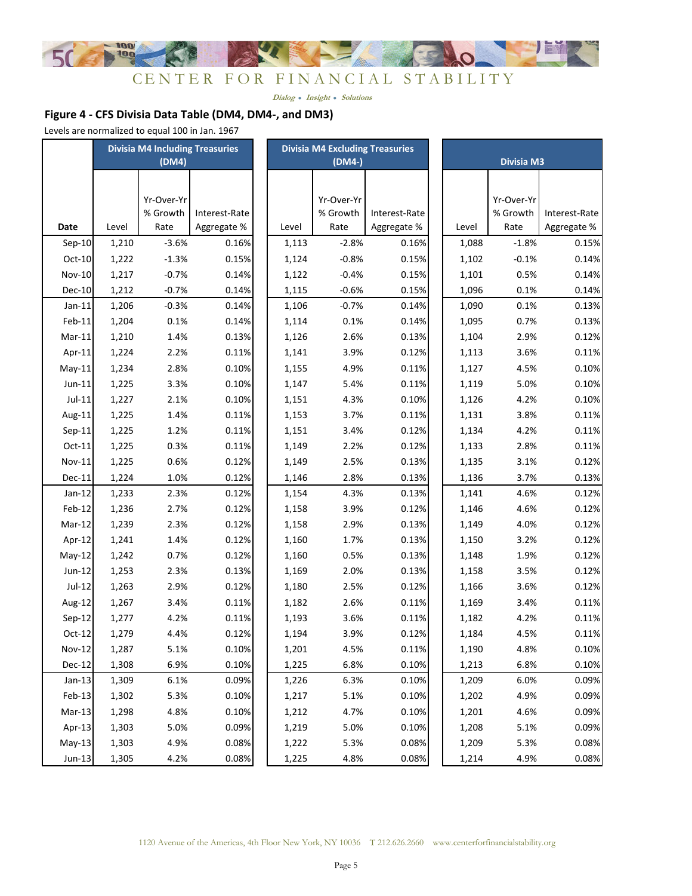## Figure 4 - CFS Divisia Data Table (DM4, DM4-, and DM3)

Levels are normalized to equal 100 in Jan. 1967

| | Divisia M4 Including Treasuries (DM4) | | | Divisia M4 Excluding Treasuries (DM4-) | | | Divisia M3 | | |
|---|---|---|---|---|---|---|---|---|---|
| Date | Level | Yr-Over-Yr % Growth Rate | Interest-Rate Aggregate % | Level | Yr-Over-Yr % Growth Rate | Interest-Rate Aggregate % | Level | Yr-Over-Yr % Growth Rate | Interest-Rate Aggregate % |
| Sep-10 | 1,210 | -3.6% | 0.16% | 1,113 | -2.8% | 0.16% | 1,088 | -1.8% | 0.15% |
| Oct-10 | 1,222 | -1.3% | 0.15% | 1,124 | -0.8% | 0.15% | 1,102 | -0.1% | 0.14% |
| Nov-10 | 1,217 | -0.7% | 0.14% | 1,122 | -0.4% | 0.15% | 1,101 | 0.5% | 0.14% |
| Dec-10 | 1,212 | -0.7% | 0.14% | 1,115 | -0.6% | 0.15% | 1,096 | 0.1% | 0.14% |
| Jan-11 | 1,206 | -0.3% | 0.14% | 1,106 | -0.7% | 0.14% | 1,090 | 0.1% | 0.13% |
| Feb-11 | 1,204 | 0.1% | 0.14% | 1,114 | 0.1% | 0.14% | 1,095 | 0.7% | 0.13% |
| Mar-11 | 1,210 | 1.4% | 0.13% | 1,126 | 2.6% | 0.13% | 1,104 | 2.9% | 0.12% |
| Apr-11 | 1,224 | 2.2% | 0.11% | 1,141 | 3.9% | 0.12% | 1,113 | 3.6% | 0.11% |
| May-11 | 1,234 | 2.8% | 0.10% | 1,155 | 4.9% | 0.11% | 1,127 | 4.5% | 0.10% |
| Jun-11 | 1,225 | 3.3% | 0.10% | 1,147 | 5.4% | 0.11% | 1,119 | 5.0% | 0.10% |
| Jul-11 | 1,227 | 2.1% | 0.10% | 1,151 | 4.3% | 0.10% | 1,126 | 4.2% | 0.10% |
| Aug-11 | 1,225 | 1.4% | 0.11% | 1,153 | 3.7% | 0.11% | 1,131 | 3.8% | 0.11% |
| Sep-11 | 1,225 | 1.2% | 0.11% | 1,151 | 3.4% | 0.12% | 1,134 | 4.2% | 0.11% |
| Oct-11 | 1,225 | 0.3% | 0.11% | 1,149 | 2.2% | 0.12% | 1,133 | 2.8% | 0.11% |
| Nov-11 | 1,225 | 0.6% | 0.12% | 1,149 | 2.5% | 0.13% | 1,135 | 3.1% | 0.12% |
| Dec-11 | 1,224 | 1.0% | 0.12% | 1,146 | 2.8% | 0.13% | 1,136 | 3.7% | 0.13% |
| Jan-12 | 1,233 | 2.3% | 0.12% | 1,154 | 4.3% | 0.13% | 1,141 | 4.6% | 0.12% |
| Feb-12 | 1,236 | 2.7% | 0.12% | 1,158 | 3.9% | 0.12% | 1,146 | 4.6% | 0.12% |
| Mar-12 | 1,239 | 2.3% | 0.12% | 1,158 | 2.9% | 0.13% | 1,149 | 4.0% | 0.12% |
| Apr-12 | 1,241 | 1.4% | 0.12% | 1,160 | 1.7% | 0.13% | 1,150 | 3.2% | 0.12% |
| May-12 | 1,242 | 0.7% | 0.12% | 1,160 | 0.5% | 0.13% | 1,148 | 1.9% | 0.12% |
| Jun-12 | 1,253 | 2.3% | 0.13% | 1,169 | 2.0% | 0.13% | 1,158 | 3.5% | 0.12% |
| Jul-12 | 1,263 | 2.9% | 0.12% | 1,180 | 2.5% | 0.12% | 1,166 | 3.6% | 0.12% |
| Aug-12 | 1,267 | 3.4% | 0.11% | 1,182 | 2.6% | 0.11% | 1,169 | 3.4% | 0.11% |
| Sep-12 | 1,277 | 4.2% | 0.11% | 1,193 | 3.6% | 0.11% | 1,182 | 4.2% | 0.11% |
| Oct-12 | 1,279 | 4.4% | 0.12% | 1,194 | 3.9% | 0.12% | 1,184 | 4.5% | 0.11% |
| Nov-12 | 1,287 | 5.1% | 0.10% | 1,201 | 4.5% | 0.11% | 1,190 | 4.8% | 0.10% |
| Dec-12 | 1,308 | 6.9% | 0.10% | 1,225 | 6.8% | 0.10% | 1,213 | 6.8% | 0.10% |
| Jan-13 | 1,309 | 6.1% | 0.09% | 1,226 | 6.3% | 0.10% | 1,209 | 6.0% | 0.09% |
| Feb-13 | 1,302 | 5.3% | 0.10% | 1,217 | 5.1% | 0.10% | 1,202 | 4.9% | 0.09% |
| Mar-13 | 1,298 | 4.8% | 0.10% | 1,212 | 4.7% | 0.10% | 1,201 | 4.6% | 0.09% |
| Apr-13 | 1,303 | 5.0% | 0.09% | 1,219 | 5.0% | 0.10% | 1,208 | 5.1% | 0.09% |
| May-13 | 1,303 | 4.9% | 0.08% | 1,222 | 5.3% | 0.08% | 1,209 | 5.3% | 0.08% |
| Jun-13 | 1,305 | 4.2% | 0.08% | 1,225 | 4.8% | 0.08% | 1,214 | 4.9% | 0.08% |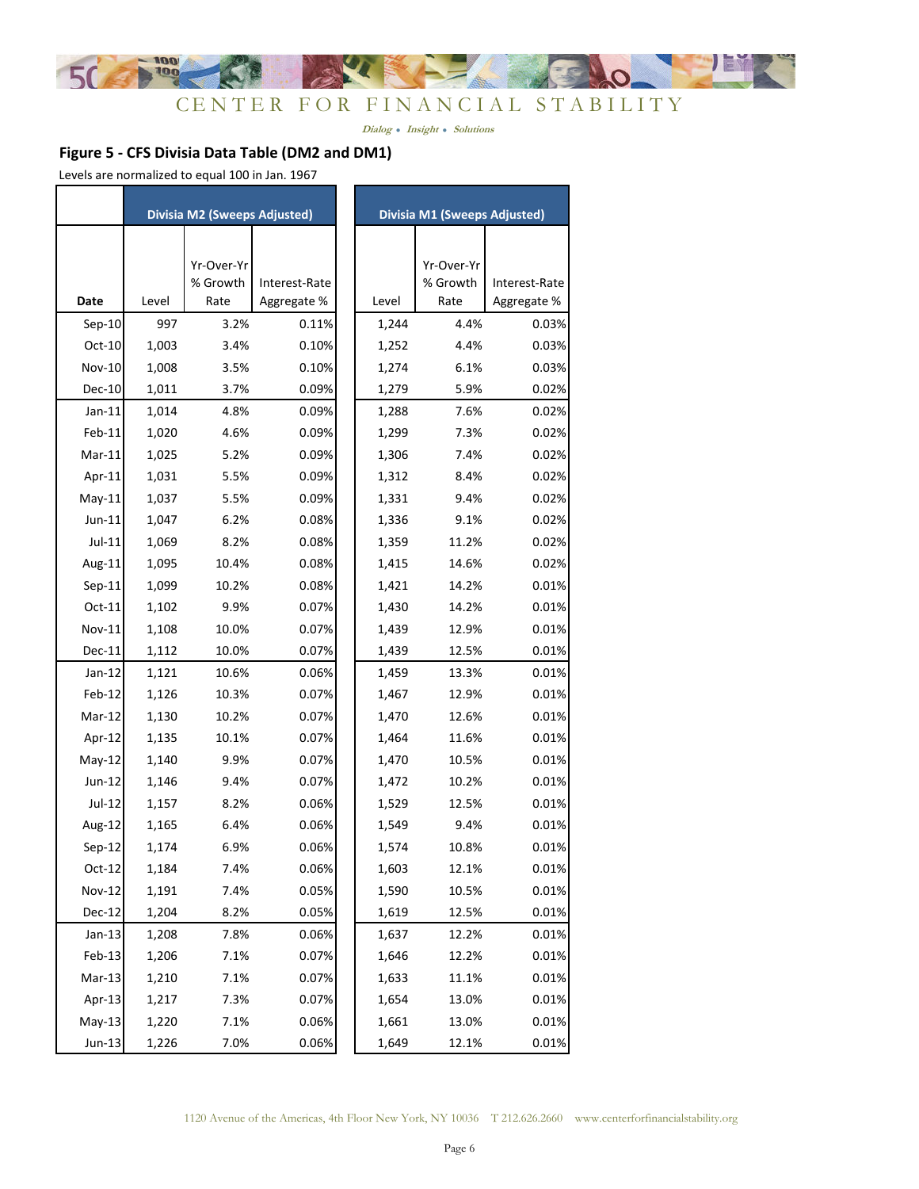## Figure 5 - CFS Divisia Data Table (DM2 and DM1)

Levels are normalized to equal 100 in Jan. 1967

| | Divisia M2 (Sweeps Adjusted) | | | Divisia M1 (Sweeps Adjusted) | | |
|---|---|---|---|---|---|---|
| Date | Level | Yr-Over-Yr % Growth Rate | Interest-Rate Aggregate % | Level | Yr-Over-Yr % Growth Rate | Interest-Rate Aggregate % |
| Sep-10 | 997 | 3.2% | 0.11% | 1,244 | 4.4% | 0.03% |
| Oct-10 | 1,003 | 3.4% | 0.10% | 1,252 | 4.4% | 0.03% |
| Nov-10 | 1,008 | 3.5% | 0.10% | 1,274 | 6.1% | 0.03% |
| Dec-10 | 1,011 | 3.7% | 0.09% | 1,279 | 5.9% | 0.02% |
| Jan-11 | 1,014 | 4.8% | 0.09% | 1,288 | 7.6% | 0.02% |
| Feb-11 | 1,020 | 4.6% | 0.09% | 1,299 | 7.3% | 0.02% |
| Mar-11 | 1,025 | 5.2% | 0.09% | 1,306 | 7.4% | 0.02% |
| Apr-11 | 1,031 | 5.5% | 0.09% | 1,312 | 8.4% | 0.02% |
| May-11 | 1,037 | 5.5% | 0.09% | 1,331 | 9.4% | 0.02% |
| Jun-11 | 1,047 | 6.2% | 0.08% | 1,336 | 9.1% | 0.02% |
| Jul-11 | 1,069 | 8.2% | 0.08% | 1,359 | 11.2% | 0.02% |
| Aug-11 | 1,095 | 10.4% | 0.08% | 1,415 | 14.6% | 0.02% |
| Sep-11 | 1,099 | 10.2% | 0.08% | 1,421 | 14.2% | 0.01% |
| Oct-11 | 1,102 | 9.9% | 0.07% | 1,430 | 14.2% | 0.01% |
| Nov-11 | 1,108 | 10.0% | 0.07% | 1,439 | 12.9% | 0.01% |
| Dec-11 | 1,112 | 10.0% | 0.07% | 1,439 | 12.5% | 0.01% |
| Jan-12 | 1,121 | 10.6% | 0.06% | 1,459 | 13.3% | 0.01% |
| Feb-12 | 1,126 | 10.3% | 0.07% | 1,467 | 12.9% | 0.01% |
| Mar-12 | 1,130 | 10.2% | 0.07% | 1,470 | 12.6% | 0.01% |
| Apr-12 | 1,135 | 10.1% | 0.07% | 1,464 | 11.6% | 0.01% |
| May-12 | 1,140 | 9.9% | 0.07% | 1,470 | 10.5% | 0.01% |
| Jun-12 | 1,146 | 9.4% | 0.07% | 1,472 | 10.2% | 0.01% |
| Jul-12 | 1,157 | 8.2% | 0.06% | 1,529 | 12.5% | 0.01% |
| Aug-12 | 1,165 | 6.4% | 0.06% | 1,549 | 9.4% | 0.01% |
| Sep-12 | 1,174 | 6.9% | 0.06% | 1,574 | 10.8% | 0.01% |
| Oct-12 | 1,184 | 7.4% | 0.06% | 1,603 | 12.1% | 0.01% |
| Nov-12 | 1,191 | 7.4% | 0.05% | 1,590 | 10.5% | 0.01% |
| Dec-12 | 1,204 | 8.2% | 0.05% | 1,619 | 12.5% | 0.01% |
| Jan-13 | 1,208 | 7.8% | 0.06% | 1,637 | 12.2% | 0.01% |
| Feb-13 | 1,206 | 7.1% | 0.07% | 1,646 | 12.2% | 0.01% |
| Mar-13 | 1,210 | 7.1% | 0.07% | 1,633 | 11.1% | 0.01% |
| Apr-13 | 1,217 | 7.3% | 0.07% | 1,654 | 13.0% | 0.01% |
| May-13 | 1,220 | 7.1% | 0.06% | 1,661 | 13.0% | 0.01% |
| Jun-13 | 1,226 | 7.0% | 0.06% | 1,649 | 12.1% | 0.01% |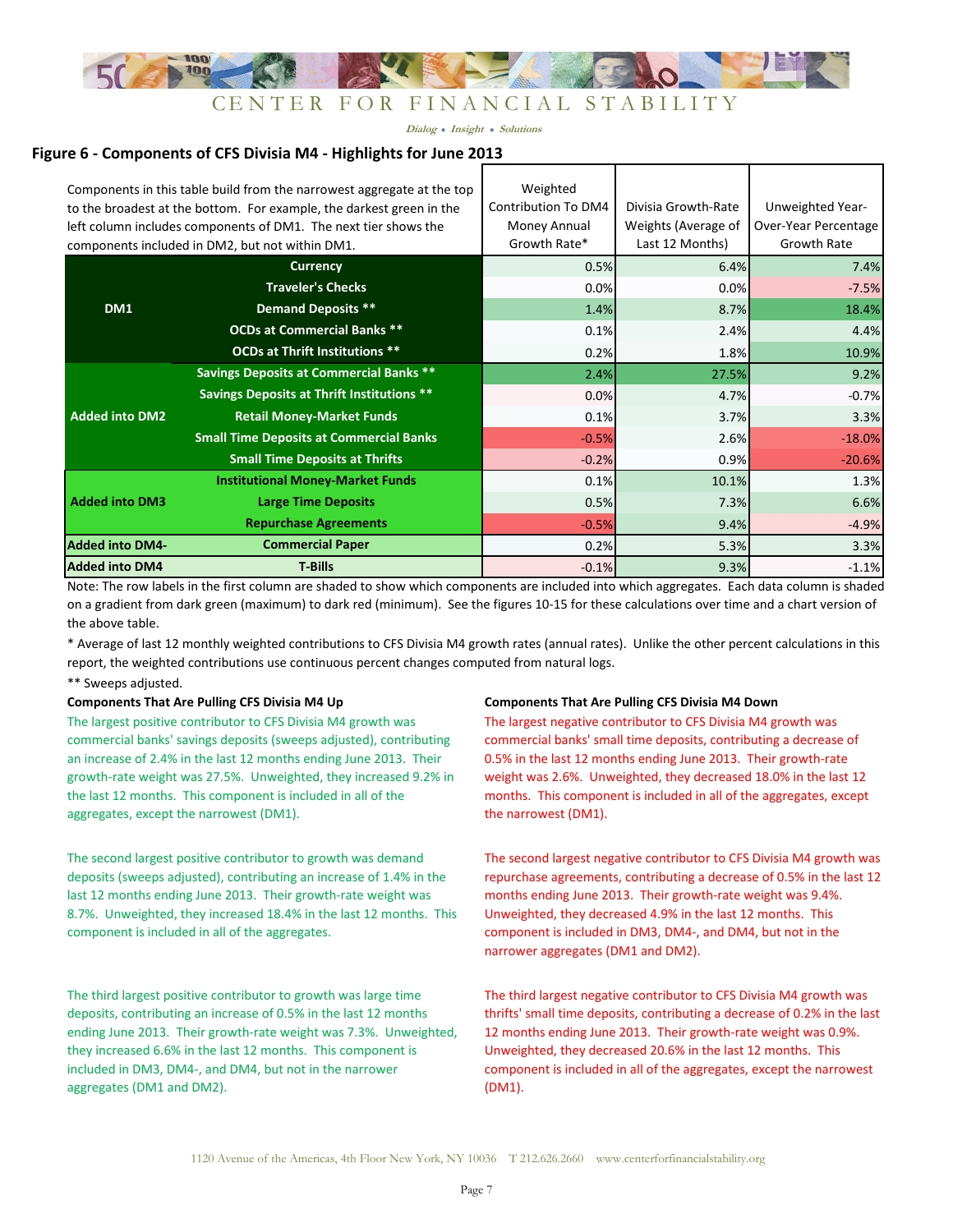## Figure 6 - Components of CFS Divisia M4 - Highlights for June 2013

| Components in this table build from the narrowest aggregate at the top to the broadest at the bottom. For example, the darkest green in the left column includes components of DM1. The next tier shows the components included in DM2, but not within DM1. | | Weighted Contribution To DM4 Money Annual Growth Rate* | Divisia Growth-Rate Weights (Average of Last 12 Months) | Unweighted Year-Over-Year Percentage Growth Rate |
|---|---|---|---|---|
| DM1 | Currency | 0.5% | 6.4% | 7.4% |
| | Traveler's Checks | 0.0% | 0.0% | -7.5% |
| | Demand Deposits ** | 1.4% | 8.7% | 18.4% |
| | OCDs at Commercial Banks ** | 0.1% | 2.4% | 4.4% |
| | OCDs at Thrift Institutions ** | 0.2% | 1.8% | 10.9% |
| Added into DM2 | Savings Deposits at Commercial Banks ** | 2.4% | 27.5% | 9.2% |
| | Savings Deposits at Thrift Institutions ** | 0.0% | 4.7% | -0.7% |
| | Retail Money-Market Funds | 0.1% | 3.7% | 3.3% |
| | Small Time Deposits at Commercial Banks | -0.5% | 2.6% | -18.0% |
| | Small Time Deposits at Thrifts | -0.2% | 0.9% | -20.6% |
| Added into DM3 | Institutional Money-Market Funds | 0.1% | 10.1% | 1.3% |
| | Large Time Deposits | 0.5% | 7.3% | 6.6% |
| | Repurchase Agreements | -0.5% | 9.4% | -4.9% |
| Added into DM4- | Commercial Paper | 0.2% | 5.3% | 3.3% |
| Added into DM4 | T-Bills | -0.1% | 9.3% | -1.1% |

Note: The row labels in the first column are shaded to show which components are included into which aggregates. Each data column is shaded on a gradient from dark green (maximum) to dark red (minimum). See the figures 10-15 for these calculations over time and a chart version of the above table.

* Average of last 12 monthly weighted contributions to CFS Divisia M4 growth rates (annual rates). Unlike the other percent calculations in this report, the weighted contributions use continuous percent changes computed from natural logs.

** Sweeps adjusted.

**Components That Are Pulling CFS Divisia M4 Up**

The largest positive contributor to CFS Divisia M4 growth was commercial banks' savings deposits (sweeps adjusted), contributing an increase of 2.4% in the last 12 months ending June 2013. Their growth-rate weight was 27.5%. Unweighted, they increased 9.2% in the last 12 months. This component is included in all of the aggregates, except the narrowest (DM1).

The second largest positive contributor to growth was demand deposits (sweeps adjusted), contributing an increase of 1.4% in the last 12 months ending June 2013. Their growth-rate weight was 8.7%. Unweighted, they increased 18.4% in the last 12 months. This component is included in all of the aggregates.

The third largest positive contributor to growth was large time deposits, contributing an increase of 0.5% in the last 12 months ending June 2013. Their growth-rate weight was 7.3%. Unweighted, they increased 6.6% in the last 12 months. This component is included in DM3, DM4-, and DM4, but not in the narrower aggregates (DM1 and DM2).

**Components That Are Pulling CFS Divisia M4 Down**

The largest negative contributor to CFS Divisia M4 growth was commercial banks' small time deposits, contributing a decrease of 0.5% in the last 12 months ending June 2013. Their growth-rate weight was 2.6%. Unweighted, they decreased 18.0% in the last 12 months. This component is included in all of the aggregates, except the narrowest (DM1).

The second largest negative contributor to CFS Divisia M4 growth was repurchase agreements, contributing a decrease of 0.5% in the last 12 months ending June 2013. Their growth-rate weight was 9.4%. Unweighted, they decreased 4.9% in the last 12 months. This component is included in DM3, DM4-, and DM4, but not in the narrower aggregates (DM1 and DM2).

The third largest negative contributor to CFS Divisia M4 growth was thrifts' small time deposits, contributing a decrease of 0.2% in the last 12 months ending June 2013. Their growth-rate weight was 0.9%. Unweighted, they decreased 20.6% in the last 12 months. This component is included in all of the aggregates, except the narrowest (DM1).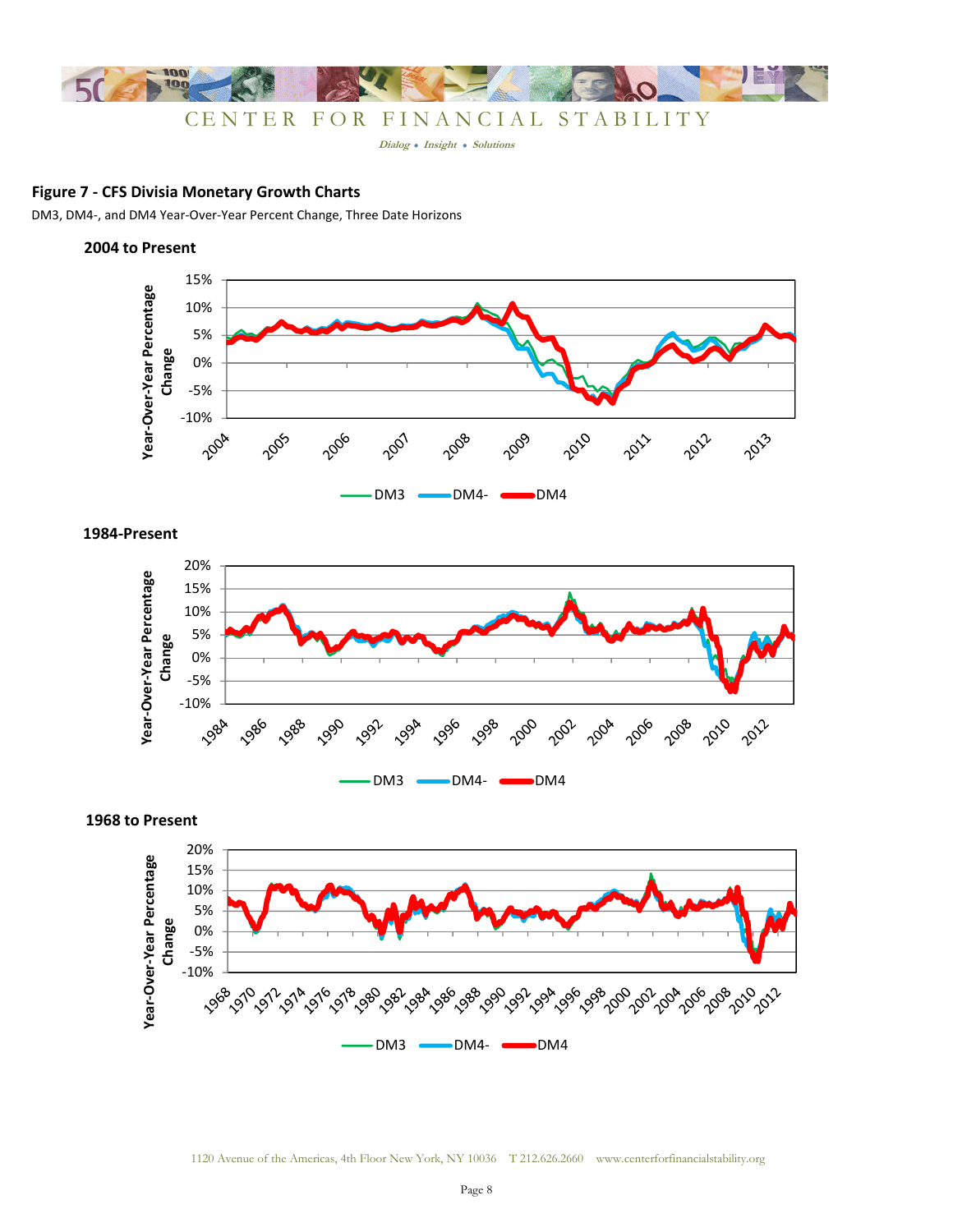## Figure 7 - CFS Divisia Monetary Growth Charts

DM3, DM4-, and DM4 Year-Over-Year Percent Change, Three Date Horizons

### 2004 to Present

### 1984-Present

### 1968 to Present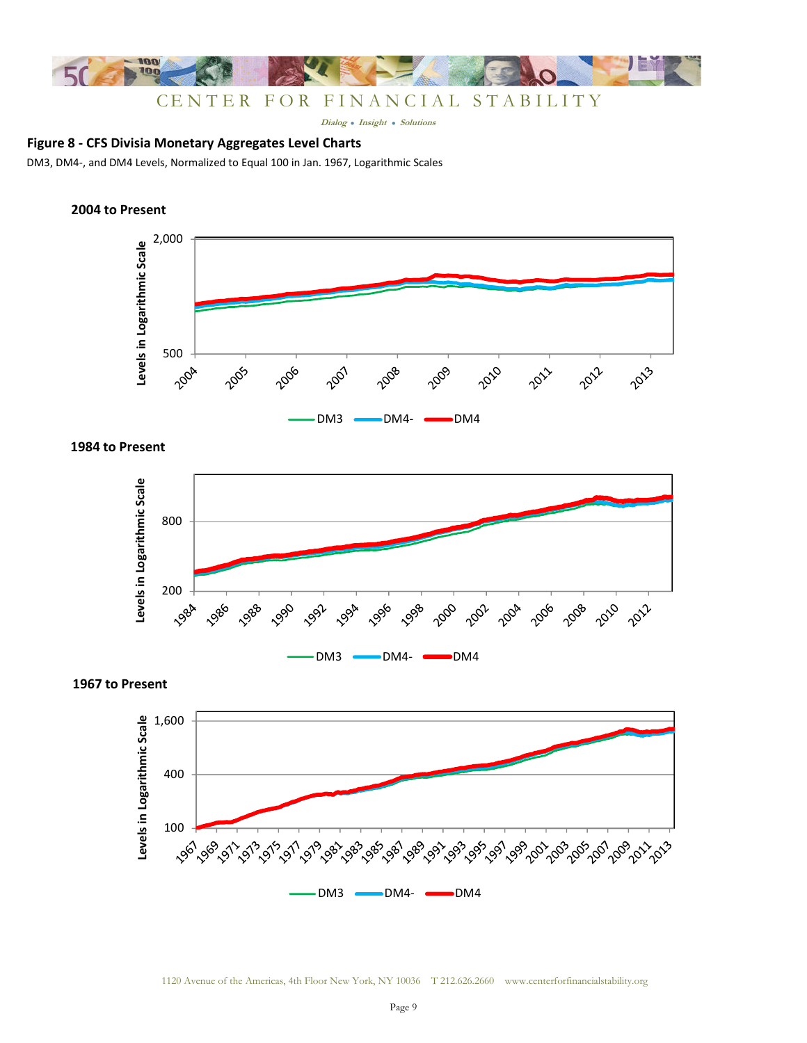## Figure 8 - CFS Divisia Monetary Aggregates Level Charts

DM3, DM4-, and DM4 Levels, Normalized to Equal 100 in Jan. 1967, Logarithmic Scales

**2004 to Present**

**1984 to Present**

**1967 to Present**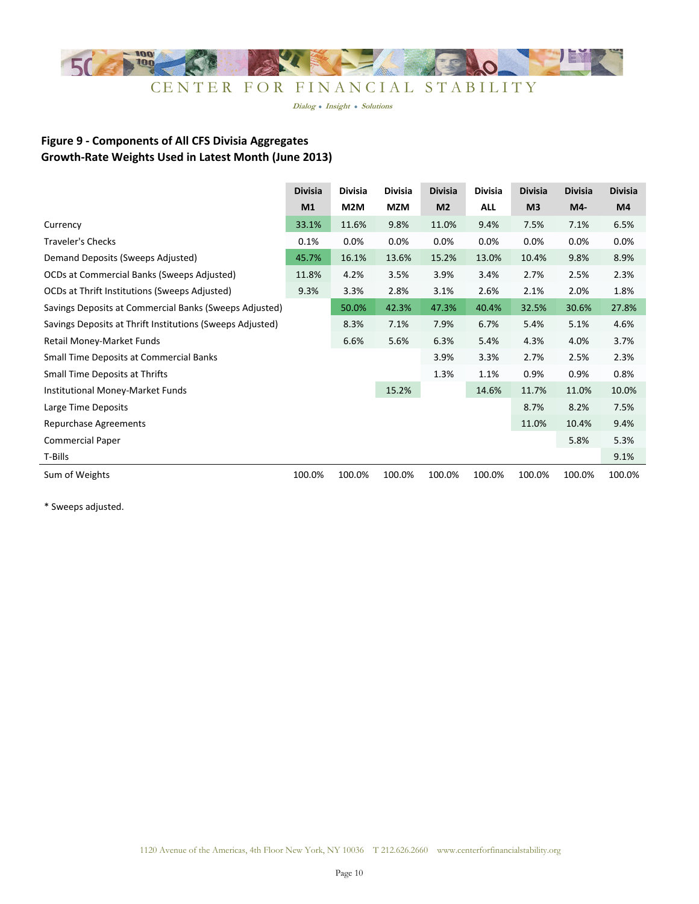## Figure 9 - Components of All CFS Divisia Aggregates
## Growth-Rate Weights Used in Latest Month (June 2013)

| | Divisia M1 | Divisia M2M | Divisia MZM | Divisia M2 | Divisia ALL | Divisia M3 | Divisia M4- | Divisia M4 |
|---|---|---|---|---|---|---|---|---|
| Currency | 33.1% | 11.6% | 9.8% | 11.0% | 9.4% | 7.5% | 7.1% | 6.5% |
| Traveler's Checks | 0.1% | 0.0% | 0.0% | 0.0% | 0.0% | 0.0% | 0.0% | 0.0% |
| Demand Deposits (Sweeps Adjusted) | 45.7% | 16.1% | 13.6% | 15.2% | 13.0% | 10.4% | 9.8% | 8.9% |
| OCDs at Commercial Banks (Sweeps Adjusted) | 11.8% | 4.2% | 3.5% | 3.9% | 3.4% | 2.7% | 2.5% | 2.3% |
| OCDs at Thrift Institutions (Sweeps Adjusted) | 9.3% | 3.3% | 2.8% | 3.1% | 2.6% | 2.1% | 2.0% | 1.8% |
| Savings Deposits at Commercial Banks (Sweeps Adjusted) | | 50.0% | 42.3% | 47.3% | 40.4% | 32.5% | 30.6% | 27.8% |
| Savings Deposits at Thrift Institutions (Sweeps Adjusted) | | 8.3% | 7.1% | 7.9% | 6.7% | 5.4% | 5.1% | 4.6% |
| Retail Money-Market Funds | | 6.6% | 5.6% | 6.3% | 5.4% | 4.3% | 4.0% | 3.7% |
| Small Time Deposits at Commercial Banks | | | | 3.9% | 3.3% | 2.7% | 2.5% | 2.3% |
| Small Time Deposits at Thrifts | | | | 1.3% | 1.1% | 0.9% | 0.9% | 0.8% |
| Institutional Money-Market Funds | | | 15.2% | | 14.6% | 11.7% | 11.0% | 10.0% |
| Large Time Deposits | | | | | | 8.7% | 8.2% | 7.5% |
| Repurchase Agreements | | | | | | 11.0% | 10.4% | 9.4% |
| Commercial Paper | | | | | | | 5.8% | 5.3% |
| T-Bills | | | | | | | | 9.1% |
| Sum of Weights | 100.0% | 100.0% | 100.0% | 100.0% | 100.0% | 100.0% | 100.0% | 100.0% |

* Sweeps adjusted.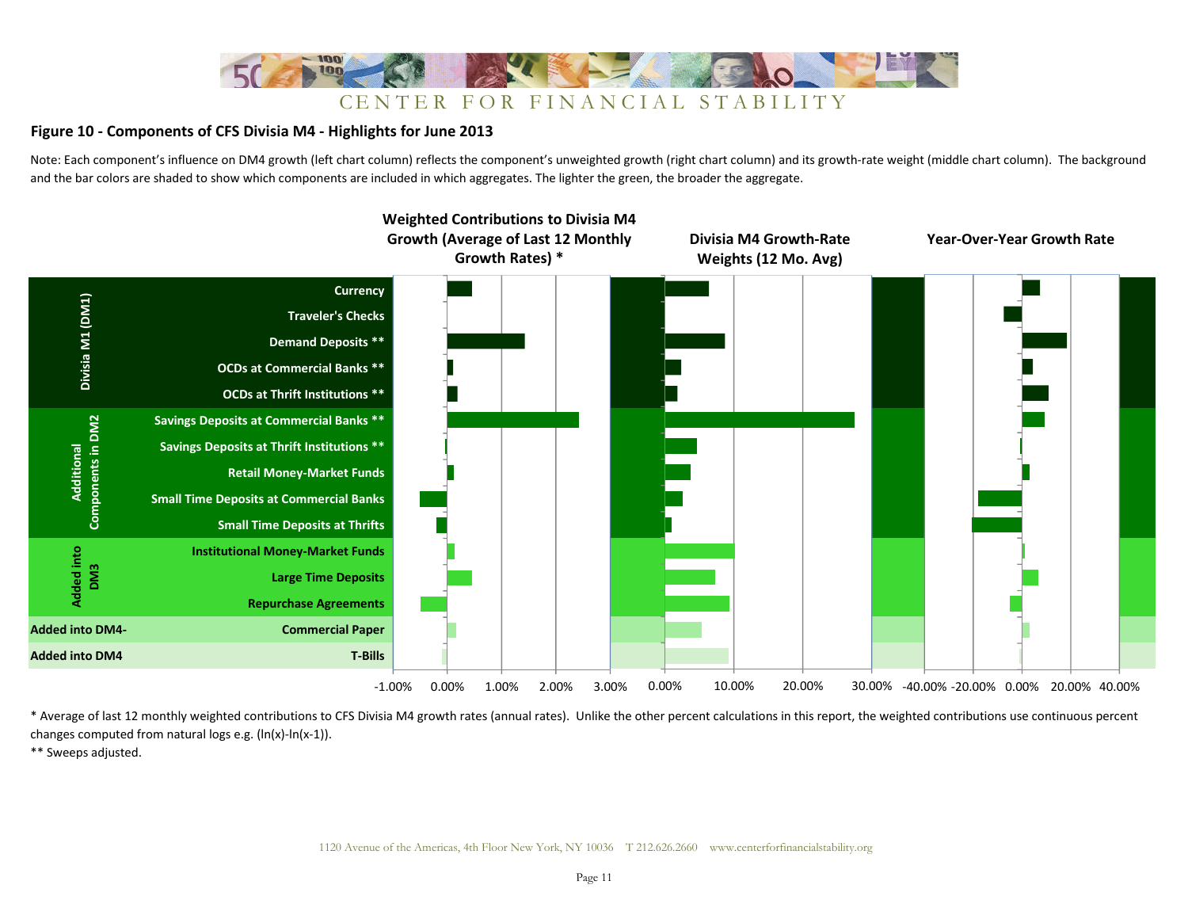## Figure 10 - Components of CFS Divisia M4 - Highlights for June 2013

Note: Each component's influence on DM4 growth (left chart column) reflects the component's unweighted growth (right chart column) and its growth-rate weight (middle chart column). The background and the bar colors are shaded to show which components are included in which aggregates. The lighter the green, the broader the aggregate.

| | Component | Weighted Contributions to Divisia M4 Growth (Average of Last 12 Monthly Growth Rates) * | Divisia M4 Growth-Rate Weights (12 Mo. Avg) | Year-Over-Year Growth Rate |
|---|---|---|---|---|
| Divisia M1 (DM1) | Currency | | | |
| | Traveler's Checks | | | |
| | Demand Deposits ** | | | |
| | OCDs at Commercial Banks ** | | | |
| | OCDs at Thrift Institutions ** | | | |
| Additional Components in DM2 | Savings Deposits at Commercial Banks ** | | | |
| | Savings Deposits at Thrift Institutions ** | | | |
| | Retail Money-Market Funds | | | |
| | Small Time Deposits at Commercial Banks | | | |
| | Small Time Deposits at Thrifts | | | |
| Added into DM3 | Institutional Money-Market Funds | | | |
| | Large Time Deposits | | | |
| | Repurchase Agreements | | | |
| Added into DM4- | Commercial Paper | | | |
| Added into DM4 | T-Bills | | | |

Axis ranges: Weighted contributions: -1.00% to 3.00%; Growth-rate weights: 0.00% to 30.00%; Year-over-year growth rate: -40.00% to 40.00%.

\* Average of last 12 monthly weighted contributions to CFS Divisia M4 growth rates (annual rates). Unlike the other percent calculations in this report, the weighted contributions use continuous percent changes computed from natural logs e.g. (ln(x)-ln(x-1)).

\*\* Sweeps adjusted.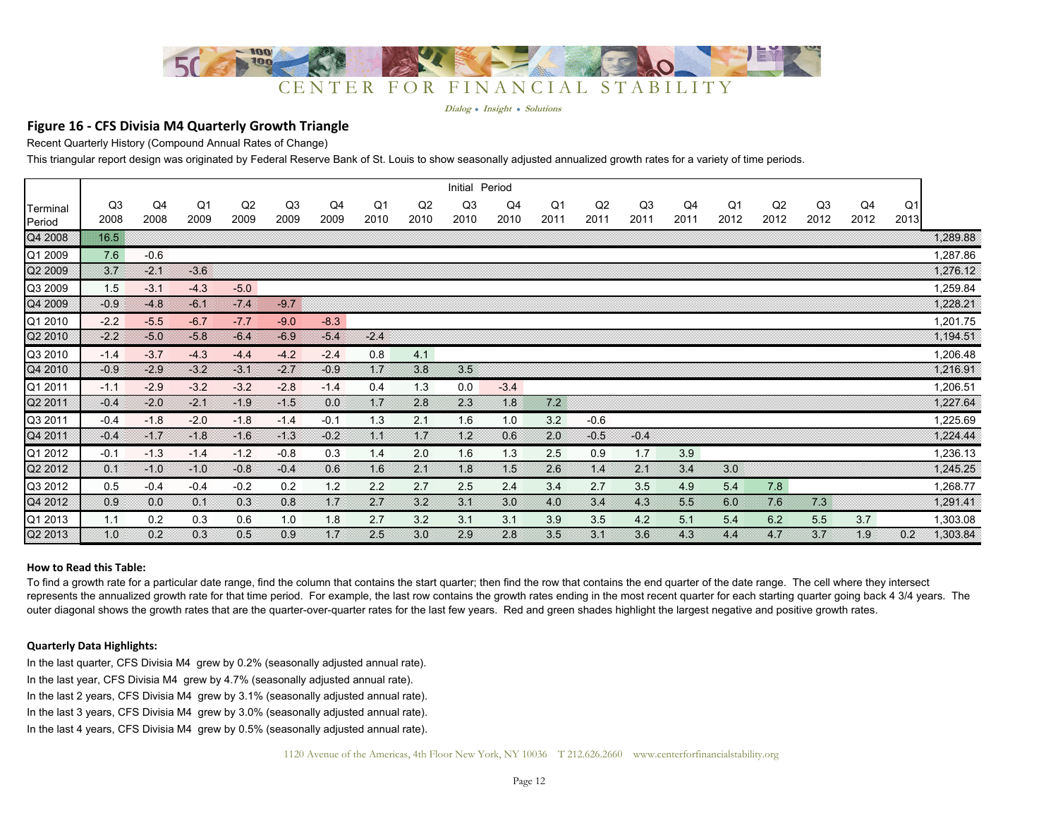CENTER FOR FINANCIAL STABILITY

*Dialog • Insight • Solutions*

## Figure 16 - CFS Divisia M4 Quarterly Growth Triangle

Recent Quarterly History (Compound Annual Rates of Change)

This triangular report design was originated by Federal Reserve Bank of St. Louis to show seasonally adjusted annualized growth rates for a variety of time periods.

| Terminal Period | Initial Period Q3 2008 | Q4 2008 | Q1 2009 | Q2 2009 | Q3 2009 | Q4 2009 | Q1 2010 | Q2 2010 | Q3 2010 | Q4 2010 | Q1 2011 | Q2 2011 | Q3 2011 | Q4 2011 | Q1 2012 | Q2 2012 | Q3 2012 | Q4 2012 | Q1 2013 | |
|---|---|---|---|---|---|---|---|---|---|---|---|---|---|---|---|---|---|---|---|---|
| Q4 2008 | 16.5 | | | | | | | | | | | | | | | | | | | 1,289.88 |
| Q1 2009 | 7.6 | -0.6 | | | | | | | | | | | | | | | | | | 1,287.86 |
| Q2 2009 | 3.7 | -2.1 | -3.6 | | | | | | | | | | | | | | | | | 1,276.12 |
| Q3 2009 | 1.5 | -3.1 | -4.3 | -5.0 | | | | | | | | | | | | | | | | 1,259.84 |
| Q4 2009 | -0.9 | -4.8 | -6.1 | -7.4 | -9.7 | | | | | | | | | | | | | | | 1,228.21 |
| Q1 2010 | -2.2 | -5.5 | -6.7 | -7.7 | -9.0 | -8.3 | | | | | | | | | | | | | | 1,201.75 |
| Q2 2010 | -2.2 | -5.0 | -5.8 | -6.4 | -6.9 | -5.4 | -2.4 | | | | | | | | | | | | | 1,194.51 |
| Q3 2010 | -1.4 | -3.7 | -4.3 | -4.4 | -4.2 | -2.4 | 0.8 | 4.1 | | | | | | | | | | | | 1,206.48 |
| Q4 2010 | -0.9 | -2.9 | -3.2 | -3.1 | -2.7 | -0.9 | 1.7 | 3.8 | 3.5 | | | | | | | | | | | 1,216.91 |
| Q1 2011 | -1.1 | -2.9 | -3.2 | -3.2 | -2.8 | -1.4 | 0.4 | 1.3 | 0.0 | -3.4 | | | | | | | | | | 1,206.51 |
| Q2 2011 | -0.4 | -2.0 | -2.1 | -1.9 | -1.5 | 0.0 | 1.7 | 2.8 | 2.3 | 1.8 | 7.2 | | | | | | | | | 1,227.64 |
| Q3 2011 | -0.4 | -1.8 | -2.0 | -1.8 | -1.4 | -0.1 | 1.3 | 2.1 | 1.6 | 1.0 | 3.2 | -0.6 | | | | | | | | 1,225.69 |
| Q4 2011 | -0.4 | -1.7 | -1.8 | -1.6 | -1.3 | -0.2 | 1.1 | 1.7 | 1.2 | 0.6 | 2.0 | -0.5 | -0.4 | | | | | | | 1,224.44 |
| Q1 2012 | -0.1 | -1.3 | -1.4 | -1.2 | -0.8 | 0.3 | 1.4 | 2.0 | 1.6 | 1.3 | 2.5 | 0.9 | 1.7 | 3.9 | | | | | | 1,236.13 |
| Q2 2012 | 0.1 | -1.0 | -1.0 | -0.8 | -0.4 | 0.6 | 1.6 | 2.1 | 1.8 | 1.5 | 2.6 | 1.4 | 2.1 | 3.4 | 3.0 | | | | | 1,245.25 |
| Q3 2012 | 0.5 | -0.4 | -0.4 | -0.2 | 0.2 | 1.2 | 2.2 | 2.7 | 2.5 | 2.4 | 3.4 | 2.7 | 3.5 | 4.9 | 5.4 | 7.8 | | | | 1,268.77 |
| Q4 2012 | 0.9 | 0.0 | 0.1 | 0.3 | 0.8 | 1.7 | 2.7 | 3.2 | 3.1 | 3.0 | 4.0 | 3.4 | 4.3 | 5.5 | 6.0 | 7.6 | 7.3 | | | 1,291.41 |
| Q1 2013 | 1.1 | 0.2 | 0.3 | 0.6 | 1.0 | 1.8 | 2.7 | 3.2 | 3.1 | 3.1 | 3.9 | 3.5 | 4.2 | 5.1 | 5.4 | 6.2 | 5.5 | 3.7 | | 1,303.08 |
| Q2 2013 | 1.0 | 0.2 | 0.3 | 0.5 | 0.9 | 1.7 | 2.5 | 3.0 | 2.9 | 2.8 | 3.5 | 3.1 | 3.6 | 4.3 | 4.4 | 4.7 | 3.7 | 1.9 | 0.2 | 1,303.84 |

**How to Read this Table:**

To find a growth rate for a particular date range, find the column that contains the start quarter; then find the row that contains the end quarter of the date range. The cell where they intersect represents the annualized growth rate for that time period. For example, the last row contains the growth rates ending in the most recent quarter for each starting quarter going back 4 3/4 years. The outer diagonal shows the growth rates that are the quarter-over-quarter rates for the last few years. Red and green shades highlight the largest negative and positive growth rates.

**Quarterly Data Highlights:**

In the last quarter, CFS Divisia M4 grew by 0.2% (seasonally adjusted annual rate).

In the last year, CFS Divisia M4 grew by 4.7% (seasonally adjusted annual rate).

In the last 2 years, CFS Divisia M4 grew by 3.1% (seasonally adjusted annual rate).

In the last 3 years, CFS Divisia M4 grew by 3.0% (seasonally adjusted annual rate).

In the last 4 years, CFS Divisia M4 grew by 0.5% (seasonally adjusted annual rate).

1120 Avenue of the Americas, 4th Floor New York, NY 10036 T 212.626.2660 www.centerforfinancialstability.org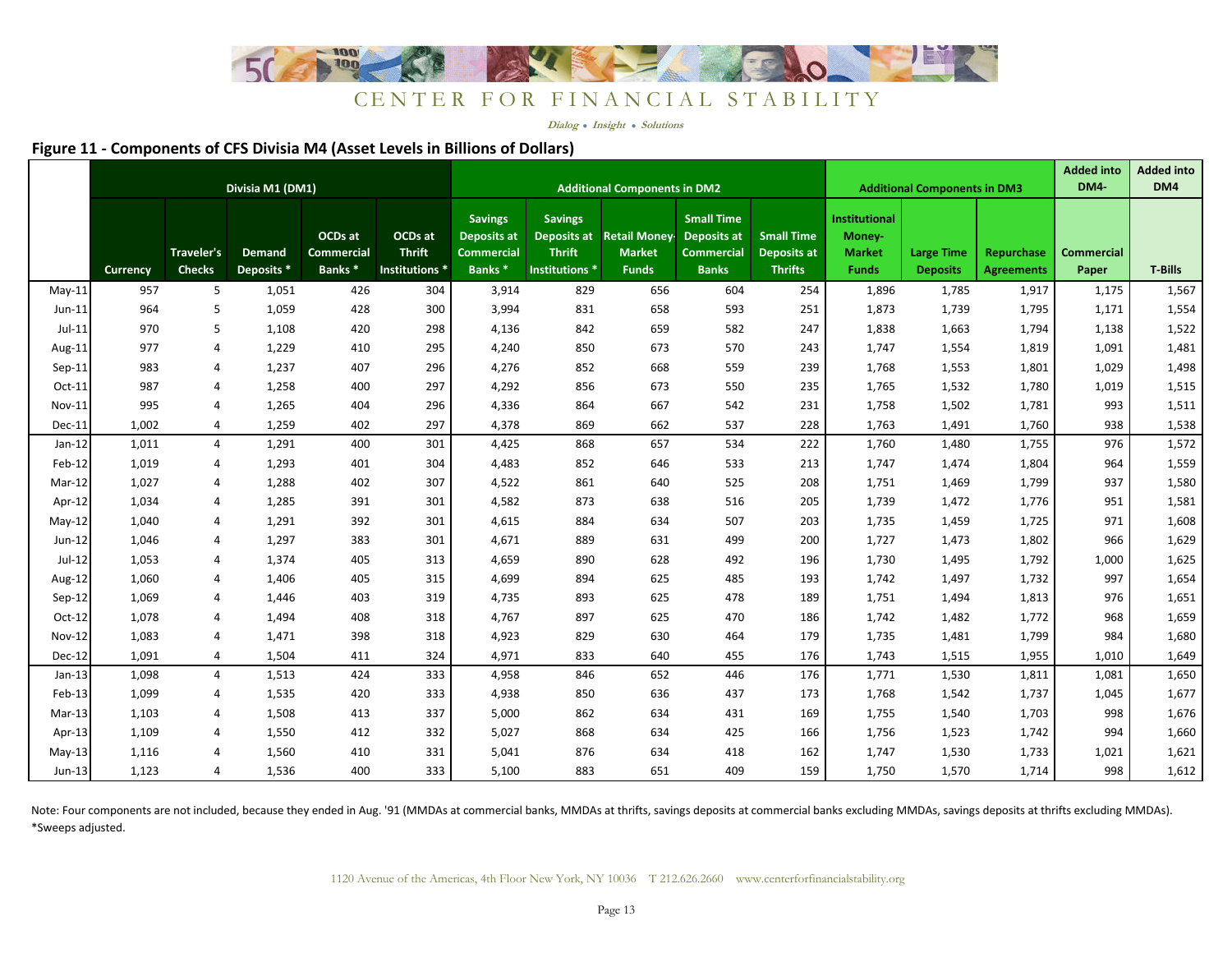## Figure 11 - Components of CFS Divisia M4 (Asset Levels in Billions of Dollars)

| | Divisia M1 (DM1) | | | | | Additional Components in DM2 | | | | | Additional Components in DM3 | | | Added into DM4- | Added into DM4 |
|---|---|---|---|---|---|---|---|---|---|---|---|---|---|---|---|
| | Currency | Traveler's Checks | Demand Deposits * | OCDs at Commercial Banks * | OCDs at Thrift Institutions * | Savings Deposits at Commercial Banks * | Savings Deposits at Thrift Institutions * | Retail Money-Market Funds | Small Time Deposits at Commercial Banks | Small Time Deposits at Thrifts | Institutional Money-Market Funds | Large Time Deposits | Repurchase Agreements | Commercial Paper | T-Bills |
| May-11 | 957 | 5 | 1,051 | 426 | 304 | 3,914 | 829 | 656 | 604 | 254 | 1,896 | 1,785 | 1,917 | 1,175 | 1,567 |
| Jun-11 | 964 | 5 | 1,059 | 428 | 300 | 3,994 | 831 | 658 | 593 | 251 | 1,873 | 1,739 | 1,795 | 1,171 | 1,554 |
| Jul-11 | 970 | 5 | 1,108 | 420 | 298 | 4,136 | 842 | 659 | 582 | 247 | 1,838 | 1,663 | 1,794 | 1,138 | 1,522 |
| Aug-11 | 977 | 4 | 1,229 | 410 | 295 | 4,240 | 850 | 673 | 570 | 243 | 1,747 | 1,554 | 1,819 | 1,091 | 1,481 |
| Sep-11 | 983 | 4 | 1,237 | 407 | 296 | 4,276 | 852 | 668 | 559 | 239 | 1,768 | 1,553 | 1,801 | 1,029 | 1,498 |
| Oct-11 | 987 | 4 | 1,258 | 400 | 297 | 4,292 | 856 | 673 | 550 | 235 | 1,765 | 1,532 | 1,780 | 1,019 | 1,515 |
| Nov-11 | 995 | 4 | 1,265 | 404 | 296 | 4,336 | 864 | 667 | 542 | 231 | 1,758 | 1,502 | 1,781 | 993 | 1,511 |
| Dec-11 | 1,002 | 4 | 1,259 | 402 | 297 | 4,378 | 869 | 662 | 537 | 228 | 1,763 | 1,491 | 1,760 | 938 | 1,538 |
| Jan-12 | 1,011 | 4 | 1,291 | 400 | 301 | 4,425 | 868 | 657 | 534 | 222 | 1,760 | 1,480 | 1,755 | 976 | 1,572 |
| Feb-12 | 1,019 | 4 | 1,293 | 401 | 304 | 4,483 | 852 | 646 | 533 | 213 | 1,747 | 1,474 | 1,804 | 964 | 1,559 |
| Mar-12 | 1,027 | 4 | 1,288 | 402 | 307 | 4,522 | 861 | 640 | 525 | 208 | 1,751 | 1,469 | 1,799 | 937 | 1,580 |
| Apr-12 | 1,034 | 4 | 1,285 | 391 | 301 | 4,582 | 873 | 638 | 516 | 205 | 1,739 | 1,472 | 1,776 | 951 | 1,581 |
| May-12 | 1,040 | 4 | 1,291 | 392 | 301 | 4,615 | 884 | 634 | 507 | 203 | 1,735 | 1,459 | 1,725 | 971 | 1,608 |
| Jun-12 | 1,046 | 4 | 1,297 | 383 | 301 | 4,671 | 889 | 631 | 499 | 200 | 1,727 | 1,473 | 1,802 | 966 | 1,629 |
| Jul-12 | 1,053 | 4 | 1,374 | 405 | 313 | 4,659 | 890 | 628 | 492 | 196 | 1,730 | 1,495 | 1,792 | 1,000 | 1,625 |
| Aug-12 | 1,060 | 4 | 1,406 | 405 | 315 | 4,699 | 894 | 625 | 485 | 193 | 1,742 | 1,497 | 1,732 | 997 | 1,654 |
| Sep-12 | 1,069 | 4 | 1,446 | 403 | 319 | 4,735 | 893 | 625 | 478 | 189 | 1,751 | 1,494 | 1,813 | 976 | 1,651 |
| Oct-12 | 1,078 | 4 | 1,494 | 408 | 318 | 4,767 | 897 | 625 | 470 | 186 | 1,742 | 1,482 | 1,772 | 968 | 1,659 |
| Nov-12 | 1,083 | 4 | 1,471 | 398 | 318 | 4,923 | 829 | 630 | 464 | 179 | 1,735 | 1,481 | 1,799 | 984 | 1,680 |
| Dec-12 | 1,091 | 4 | 1,504 | 411 | 324 | 4,971 | 833 | 640 | 455 | 176 | 1,743 | 1,515 | 1,955 | 1,010 | 1,649 |
| Jan-13 | 1,098 | 4 | 1,513 | 424 | 333 | 4,958 | 846 | 652 | 446 | 176 | 1,771 | 1,530 | 1,811 | 1,081 | 1,650 |
| Feb-13 | 1,099 | 4 | 1,535 | 420 | 333 | 4,938 | 850 | 636 | 437 | 173 | 1,768 | 1,542 | 1,737 | 1,045 | 1,677 |
| Mar-13 | 1,103 | 4 | 1,508 | 413 | 337 | 5,000 | 862 | 634 | 431 | 169 | 1,755 | 1,540 | 1,703 | 998 | 1,676 |
| Apr-13 | 1,109 | 4 | 1,550 | 412 | 332 | 5,027 | 868 | 634 | 425 | 166 | 1,756 | 1,523 | 1,742 | 994 | 1,660 |
| May-13 | 1,116 | 4 | 1,560 | 410 | 331 | 5,041 | 876 | 634 | 418 | 162 | 1,747 | 1,530 | 1,733 | 1,021 | 1,621 |
| Jun-13 | 1,123 | 4 | 1,536 | 400 | 333 | 5,100 | 883 | 651 | 409 | 159 | 1,750 | 1,570 | 1,714 | 998 | 1,612 |

Note: Four components are not included, because they ended in Aug. '91 (MMDAs at commercial banks, MMDAs at thrifts, savings deposits at commercial banks excluding MMDAs, savings deposits at thrifts excluding MMDAs).
*Sweeps adjusted.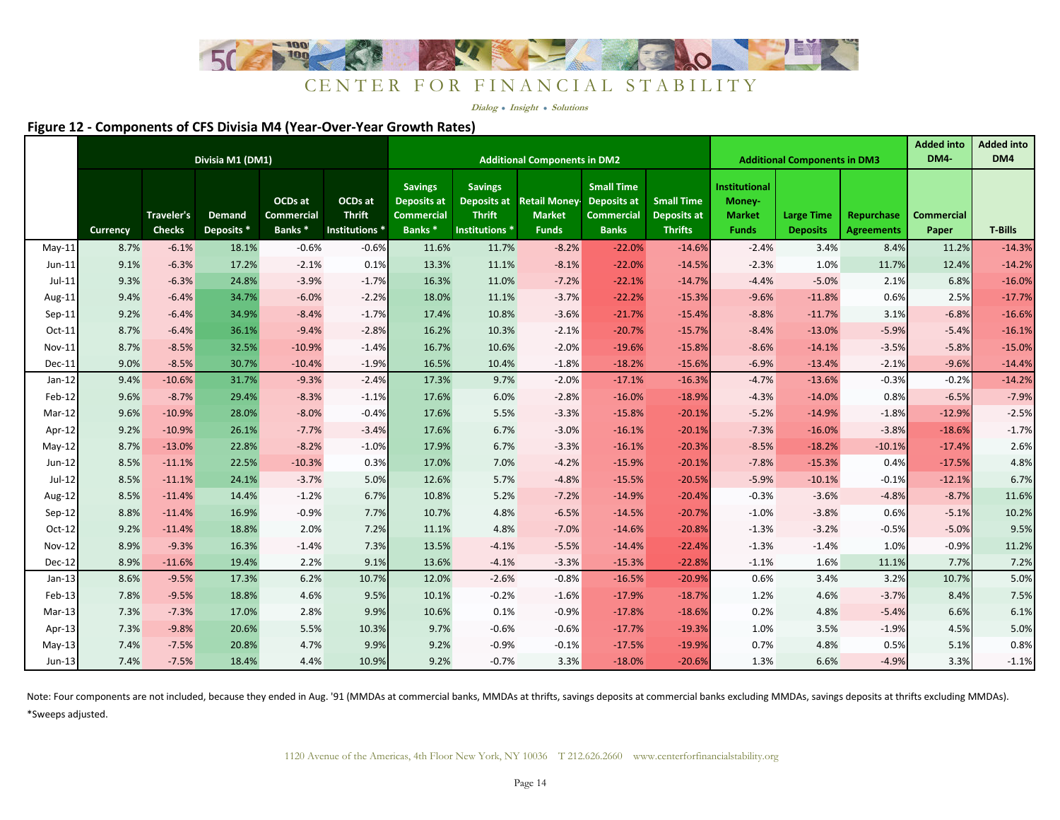CENTER FOR FINANCIAL STABILITY

*Dialog • Insight • Solutions*

## Figure 12 - Components of CFS Divisia M4 (Year-Over-Year Growth Rates)

| | Divisia M1 (DM1) | | | | | Additional Components in DM2 | | | | | Additional Components in DM3 | | | Added into DM4- | Added into DM4 |
|---|---|---|---|---|---|---|---|---|---|---|---|---|---|---|---|
| | Currency | Traveler's Checks | Demand Deposits * | OCDs at Commercial Banks * | OCDs at Thrift Institutions * | Savings Deposits at Commercial Banks * | Savings Deposits at Thrift Institutions * | Retail Money-Market Funds | Small Time Deposits at Commercial Banks | Small Time Deposits at Thrifts | Institutional Money-Market Funds | Large Time Deposits | Repurchase Agreements | Commercial Paper | T-Bills |
| May-11 | 8.7% | -6.1% | 18.1% | -0.6% | -0.6% | 11.6% | 11.7% | -8.2% | -22.0% | -14.6% | -2.4% | 3.4% | 8.4% | 11.2% | -14.3% |
| Jun-11 | 9.1% | -6.3% | 17.2% | -2.1% | 0.1% | 13.3% | 11.1% | -8.1% | -22.0% | -14.5% | -2.3% | 1.0% | 11.7% | 12.4% | -14.2% |
| Jul-11 | 9.3% | -6.3% | 24.8% | -3.9% | -1.7% | 16.3% | 11.0% | -7.2% | -22.1% | -14.7% | -4.4% | -5.0% | 2.1% | 6.8% | -16.0% |
| Aug-11 | 9.4% | -6.4% | 34.7% | -6.0% | -2.2% | 18.0% | 11.1% | -3.7% | -22.2% | -15.3% | -9.6% | -11.8% | 0.6% | 2.5% | -17.7% |
| Sep-11 | 9.2% | -6.4% | 34.9% | -8.4% | -1.7% | 17.4% | 10.8% | -3.6% | -21.7% | -15.4% | -8.8% | -11.7% | 3.1% | -6.8% | -16.6% |
| Oct-11 | 8.7% | -6.4% | 36.1% | -9.4% | -2.8% | 16.2% | 10.3% | -2.1% | -20.7% | -15.7% | -8.4% | -13.0% | -5.9% | -5.4% | -16.1% |
| Nov-11 | 8.7% | -8.5% | 32.5% | -10.9% | -1.4% | 16.7% | 10.6% | -2.0% | -19.6% | -15.8% | -8.6% | -14.1% | -3.5% | -5.8% | -15.0% |
| Dec-11 | 9.0% | -8.5% | 30.7% | -10.4% | -1.9% | 16.5% | 10.4% | -1.8% | -18.2% | -15.6% | -6.9% | -13.4% | -2.1% | -9.6% | -14.4% |
| Jan-12 | 9.4% | -10.6% | 31.7% | -9.3% | -2.4% | 17.3% | 9.7% | -2.0% | -17.1% | -16.3% | -4.7% | -13.6% | -0.3% | -0.2% | -14.2% |
| Feb-12 | 9.6% | -8.7% | 29.4% | -8.3% | -1.1% | 17.6% | 6.0% | -2.8% | -16.0% | -18.9% | -4.3% | -14.0% | 0.8% | -6.5% | -7.9% |
| Mar-12 | 9.6% | -10.9% | 28.0% | -8.0% | -0.4% | 17.6% | 5.5% | -3.3% | -15.8% | -20.1% | -5.2% | -14.9% | -1.8% | -12.9% | -2.5% |
| Apr-12 | 9.2% | -10.9% | 26.1% | -7.7% | -3.4% | 17.6% | 6.7% | -3.0% | -16.1% | -20.1% | -7.3% | -16.0% | -3.8% | -18.6% | -1.7% |
| May-12 | 8.7% | -13.0% | 22.8% | -8.2% | -1.0% | 17.9% | 6.7% | -3.3% | -16.1% | -20.3% | -8.5% | -18.2% | -10.1% | -17.4% | 2.6% |
| Jun-12 | 8.5% | -11.1% | 22.5% | -10.3% | 0.3% | 17.0% | 7.0% | -4.2% | -15.9% | -20.1% | -7.8% | -15.3% | 0.4% | -17.5% | 4.8% |
| Jul-12 | 8.5% | -11.1% | 24.1% | -3.7% | 5.0% | 12.6% | 5.7% | -4.8% | -15.5% | -20.5% | -5.9% | -10.1% | -0.1% | -12.1% | 6.7% |
| Aug-12 | 8.5% | -11.4% | 14.4% | -1.2% | 6.7% | 10.8% | 5.2% | -7.2% | -14.9% | -20.4% | -0.3% | -3.6% | -4.8% | -8.7% | 11.6% |
| Sep-12 | 8.8% | -11.4% | 16.9% | -0.9% | 7.7% | 10.7% | 4.8% | -6.5% | -14.5% | -20.7% | -1.0% | -3.8% | 0.6% | -5.1% | 10.2% |
| Oct-12 | 9.2% | -11.4% | 18.8% | 2.0% | 7.2% | 11.1% | 4.8% | -7.0% | -14.6% | -20.8% | -1.3% | -3.2% | -0.5% | -5.0% | 9.5% |
| Nov-12 | 8.9% | -9.3% | 16.3% | -1.4% | 7.3% | 13.5% | -4.1% | -5.5% | -14.4% | -22.4% | -1.3% | -1.4% | 1.0% | -0.9% | 11.2% |
| Dec-12 | 8.9% | -11.6% | 19.4% | 2.2% | 9.1% | 13.6% | -4.1% | -3.3% | -15.3% | -22.8% | -1.1% | 1.6% | 11.1% | 7.7% | 7.2% |
| Jan-13 | 8.6% | -9.5% | 17.3% | 6.2% | 10.7% | 12.0% | -2.6% | -0.8% | -16.5% | -20.9% | 0.6% | 3.4% | 3.2% | 10.7% | 5.0% |
| Feb-13 | 7.8% | -9.5% | 18.8% | 4.6% | 9.5% | 10.1% | -0.2% | -1.6% | -17.9% | -18.7% | 1.2% | 4.6% | -3.7% | 8.4% | 7.5% |
| Mar-13 | 7.3% | -7.3% | 17.0% | 2.8% | 9.9% | 10.6% | 0.1% | -0.9% | -17.8% | -18.6% | 0.2% | 4.8% | -5.4% | 6.6% | 6.1% |
| Apr-13 | 7.3% | -9.8% | 20.6% | 5.5% | 10.3% | 9.7% | -0.6% | -0.6% | -17.7% | -19.3% | 1.0% | 3.5% | -1.9% | 4.5% | 5.0% |
| May-13 | 7.4% | -7.5% | 20.8% | 4.7% | 9.9% | 9.2% | -0.9% | -0.1% | -17.5% | -19.9% | 0.7% | 4.8% | 0.5% | 5.1% | 0.8% |
| Jun-13 | 7.4% | -7.5% | 18.4% | 4.4% | 10.9% | 9.2% | -0.7% | 3.3% | -18.0% | -20.6% | 1.3% | 6.6% | -4.9% | 3.3% | -1.1% |

Note: Four components are not included, because they ended in Aug. '91 (MMDAs at commercial banks, MMDAs at thrifts, savings deposits at commercial banks excluding MMDAs, savings deposits at thrifts excluding MMDAs).
*Sweeps adjusted.

1120 Avenue of the Americas, 4th Floor New York, NY 10036 T 212.626.2660 www.centerforfinancialstability.org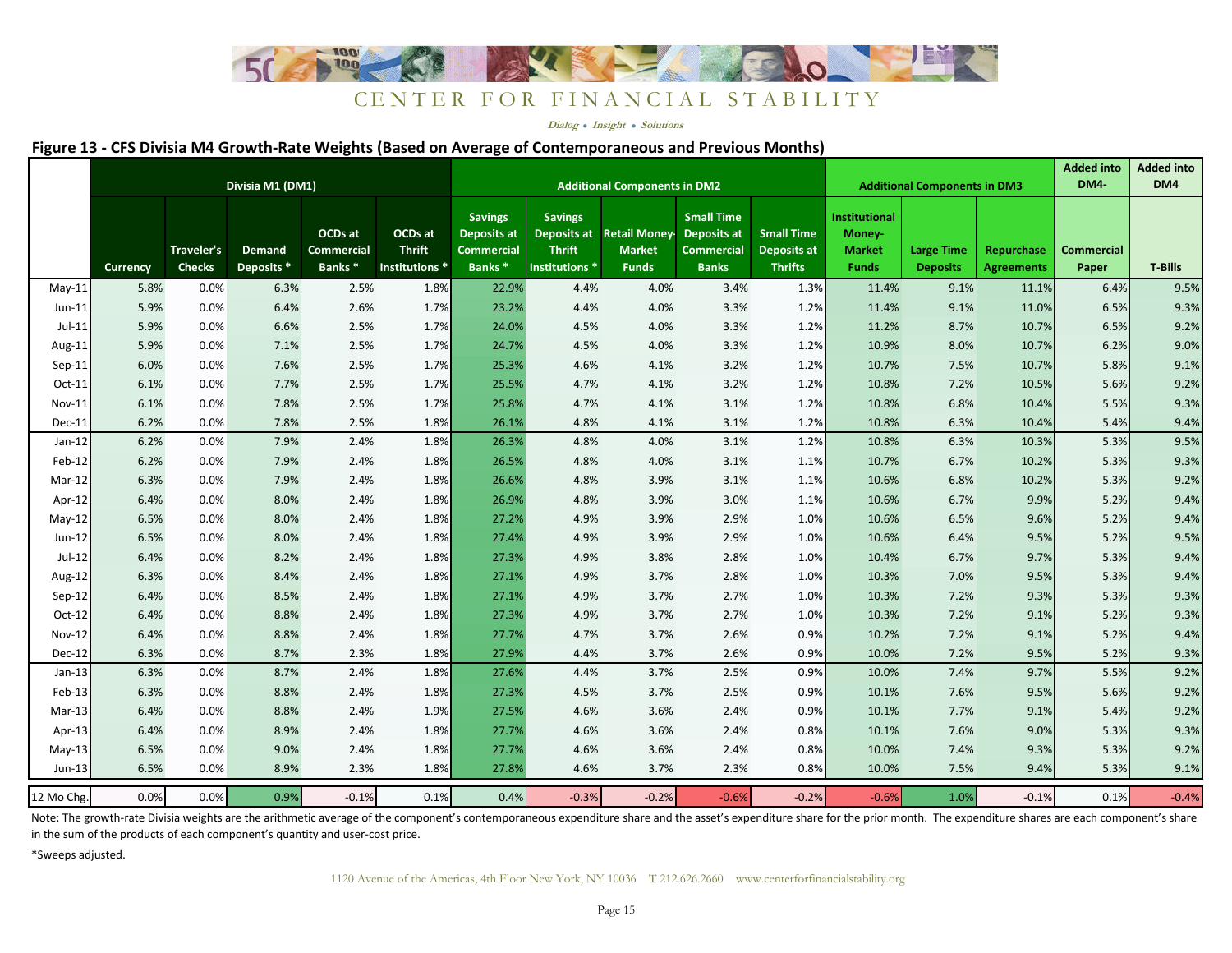# CENTER FOR FINANCIAL STABILITY

*Dialog • Insight • Solutions*

## Figure 13 - CFS Divisia M4 Growth-Rate Weights (Based on Average of Contemporaneous and Previous Months)

| | Divisia M1 (DM1) | | | | | Additional Components in DM2 | | | | | Additional Components in DM3 | | | Added into DM4- | Added into DM4 |
|---|---|---|---|---|---|---|---|---|---|---|---|---|---|---|---|
| | Currency | Traveler's Checks | Demand Deposits * | OCDs at Commercial Banks * | OCDs at Thrift Institutions * | Savings Deposits at Commercial Banks * | Savings Deposits at Thrift Institutions * | Retail Money-Market Funds | Small Time Deposits at Commercial Banks | Small Time Deposits at Thrifts | Institutional Money-Market Funds | Large Time Deposits | Repurchase Agreements | Commercial Paper | T-Bills |
| May-11 | 5.8% | 0.0% | 6.3% | 2.5% | 1.8% | 22.9% | 4.4% | 4.0% | 3.4% | 1.3% | 11.4% | 9.1% | 11.1% | 6.4% | 9.5% |
| Jun-11 | 5.9% | 0.0% | 6.4% | 2.6% | 1.7% | 23.2% | 4.4% | 4.0% | 3.3% | 1.2% | 11.4% | 9.1% | 11.0% | 6.5% | 9.3% |
| Jul-11 | 5.9% | 0.0% | 6.6% | 2.5% | 1.7% | 24.0% | 4.5% | 4.0% | 3.3% | 1.2% | 11.2% | 8.7% | 10.7% | 6.5% | 9.2% |
| Aug-11 | 5.9% | 0.0% | 7.1% | 2.5% | 1.7% | 24.7% | 4.5% | 4.0% | 3.3% | 1.2% | 10.9% | 8.0% | 10.7% | 6.2% | 9.0% |
| Sep-11 | 6.0% | 0.0% | 7.6% | 2.5% | 1.7% | 25.3% | 4.6% | 4.1% | 3.2% | 1.2% | 10.7% | 7.5% | 10.7% | 5.8% | 9.1% |
| Oct-11 | 6.1% | 0.0% | 7.7% | 2.5% | 1.7% | 25.5% | 4.7% | 4.1% | 3.2% | 1.2% | 10.8% | 7.2% | 10.5% | 5.6% | 9.2% |
| Nov-11 | 6.1% | 0.0% | 7.8% | 2.5% | 1.7% | 25.8% | 4.7% | 4.1% | 3.1% | 1.2% | 10.8% | 6.8% | 10.4% | 5.5% | 9.3% |
| Dec-11 | 6.2% | 0.0% | 7.8% | 2.5% | 1.8% | 26.1% | 4.8% | 4.1% | 3.1% | 1.2% | 10.8% | 6.3% | 10.4% | 5.4% | 9.4% |
| Jan-12 | 6.2% | 0.0% | 7.9% | 2.4% | 1.8% | 26.3% | 4.8% | 4.0% | 3.1% | 1.2% | 10.8% | 6.3% | 10.3% | 5.3% | 9.5% |
| Feb-12 | 6.2% | 0.0% | 7.9% | 2.4% | 1.8% | 26.5% | 4.8% | 4.0% | 3.1% | 1.1% | 10.7% | 6.7% | 10.2% | 5.3% | 9.3% |
| Mar-12 | 6.3% | 0.0% | 7.9% | 2.4% | 1.8% | 26.6% | 4.8% | 3.9% | 3.1% | 1.1% | 10.6% | 6.8% | 10.2% | 5.3% | 9.2% |
| Apr-12 | 6.4% | 0.0% | 8.0% | 2.4% | 1.8% | 26.9% | 4.8% | 3.9% | 3.0% | 1.1% | 10.6% | 6.7% | 9.9% | 5.2% | 9.4% |
| May-12 | 6.5% | 0.0% | 8.0% | 2.4% | 1.8% | 27.2% | 4.9% | 3.9% | 2.9% | 1.0% | 10.6% | 6.5% | 9.6% | 5.2% | 9.4% |
| Jun-12 | 6.5% | 0.0% | 8.0% | 2.4% | 1.8% | 27.4% | 4.9% | 3.9% | 2.9% | 1.0% | 10.6% | 6.4% | 9.5% | 5.2% | 9.5% |
| Jul-12 | 6.4% | 0.0% | 8.2% | 2.4% | 1.8% | 27.3% | 4.9% | 3.8% | 2.8% | 1.0% | 10.4% | 6.7% | 9.7% | 5.3% | 9.4% |
| Aug-12 | 6.3% | 0.0% | 8.4% | 2.4% | 1.8% | 27.1% | 4.9% | 3.7% | 2.8% | 1.0% | 10.3% | 7.0% | 9.5% | 5.3% | 9.4% |
| Sep-12 | 6.4% | 0.0% | 8.5% | 2.4% | 1.8% | 27.1% | 4.9% | 3.7% | 2.7% | 1.0% | 10.3% | 7.2% | 9.3% | 5.3% | 9.3% |
| Oct-12 | 6.4% | 0.0% | 8.8% | 2.4% | 1.8% | 27.3% | 4.9% | 3.7% | 2.7% | 1.0% | 10.3% | 7.2% | 9.1% | 5.2% | 9.3% |
| Nov-12 | 6.4% | 0.0% | 8.8% | 2.4% | 1.8% | 27.7% | 4.7% | 3.7% | 2.6% | 0.9% | 10.2% | 7.2% | 9.1% | 5.2% | 9.4% |
| Dec-12 | 6.3% | 0.0% | 8.7% | 2.3% | 1.8% | 27.9% | 4.4% | 3.7% | 2.6% | 0.9% | 10.0% | 7.2% | 9.5% | 5.2% | 9.3% |
| Jan-13 | 6.3% | 0.0% | 8.7% | 2.4% | 1.8% | 27.6% | 4.4% | 3.7% | 2.5% | 0.9% | 10.0% | 7.4% | 9.7% | 5.5% | 9.2% |
| Feb-13 | 6.3% | 0.0% | 8.8% | 2.4% | 1.8% | 27.3% | 4.5% | 3.7% | 2.5% | 0.9% | 10.1% | 7.6% | 9.5% | 5.6% | 9.2% |
| Mar-13 | 6.4% | 0.0% | 8.8% | 2.4% | 1.9% | 27.5% | 4.6% | 3.6% | 2.4% | 0.9% | 10.1% | 7.7% | 9.1% | 5.4% | 9.2% |
| Apr-13 | 6.4% | 0.0% | 8.9% | 2.4% | 1.8% | 27.7% | 4.6% | 3.6% | 2.4% | 0.8% | 10.1% | 7.6% | 9.0% | 5.3% | 9.3% |
| May-13 | 6.5% | 0.0% | 9.0% | 2.4% | 1.8% | 27.7% | 4.6% | 3.6% | 2.4% | 0.8% | 10.0% | 7.4% | 9.3% | 5.3% | 9.2% |
| Jun-13 | 6.5% | 0.0% | 8.9% | 2.3% | 1.8% | 27.8% | 4.6% | 3.7% | 2.3% | 0.8% | 10.0% | 7.5% | 9.4% | 5.3% | 9.1% |
| 12 Mo Chg. | 0.0% | 0.0% | 0.9% | -0.1% | 0.1% | 0.4% | -0.3% | -0.2% | -0.6% | -0.2% | -0.6% | 1.0% | -0.1% | 0.1% | -0.4% |

Note: The growth-rate Divisia weights are the arithmetic average of the component's contemporaneous expenditure share and the asset's expenditure share for the prior month. The expenditure shares are each component's share in the sum of the products of each component's quantity and user-cost price.

*Sweeps adjusted.

1120 Avenue of the Americas, 4th Floor New York, NY 10036 T 212.626.2660 www.centerforfinancialstability.org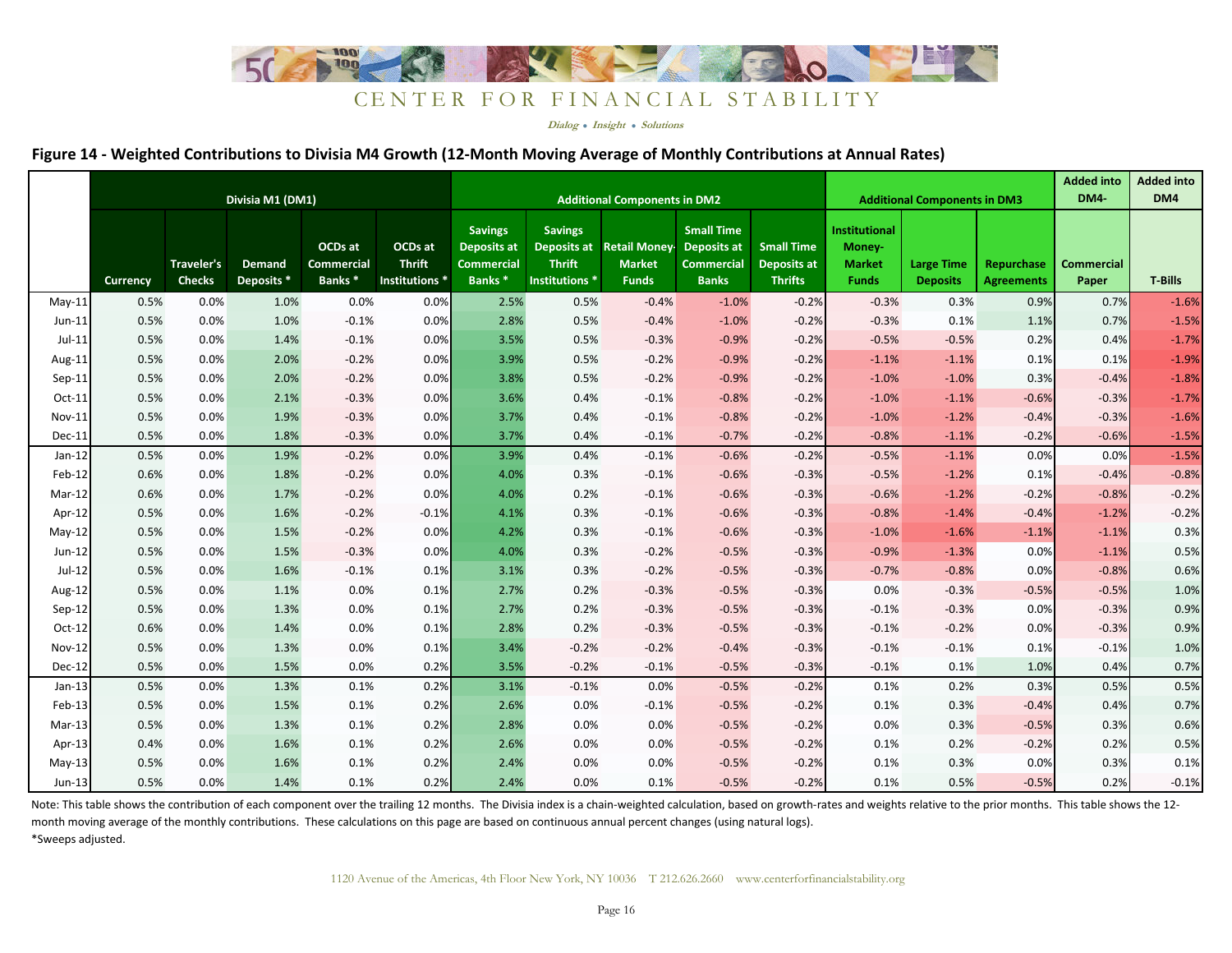CENTER FOR FINANCIAL STABILITY

*Dialog • Insight • Solutions*

## Figure 14 - Weighted Contributions to Divisia M4 Growth (12-Month Moving Average of Monthly Contributions at Annual Rates)

| | Divisia M1 (DM1) | | | | | Additional Components in DM2 | | | | | Additional Components in DM3 | | | Added into DM4- | Added into DM4 |
|---|---|---|---|---|---|---|---|---|---|---|---|---|---|---|---|
| | Currency | Traveler's Checks | Demand Deposits * | OCDs at Commercial Banks * | OCDs at Thrift Institutions * | Savings Deposits at Commercial Banks * | Savings Deposits at Thrift Institutions * | Retail Money-Market Funds | Small Time Deposits at Commercial Banks | Small Time Deposits at Thrifts | Institutional Money-Market Funds | Large Time Deposits | Repurchase Agreements | Commercial Paper | T-Bills |
| May-11 | 0.5% | 0.0% | 1.0% | 0.0% | 0.0% | 2.5% | 0.5% | -0.4% | -1.0% | -0.2% | -0.3% | 0.3% | 0.9% | 0.7% | -1.6% |
| Jun-11 | 0.5% | 0.0% | 1.0% | -0.1% | 0.0% | 2.8% | 0.5% | -0.4% | -1.0% | -0.2% | -0.3% | 0.1% | 1.1% | 0.7% | -1.5% |
| Jul-11 | 0.5% | 0.0% | 1.4% | -0.1% | 0.0% | 3.5% | 0.5% | -0.3% | -0.9% | -0.2% | -0.5% | -0.5% | 0.2% | 0.4% | -1.7% |
| Aug-11 | 0.5% | 0.0% | 2.0% | -0.2% | 0.0% | 3.9% | 0.5% | -0.2% | -0.9% | -0.2% | -1.1% | -1.1% | 0.1% | 0.1% | -1.9% |
| Sep-11 | 0.5% | 0.0% | 2.0% | -0.2% | 0.0% | 3.8% | 0.5% | -0.2% | -0.9% | -0.2% | -1.0% | -1.0% | 0.3% | -0.4% | -1.8% |
| Oct-11 | 0.5% | 0.0% | 2.1% | -0.3% | 0.0% | 3.6% | 0.4% | -0.1% | -0.8% | -0.2% | -1.0% | -1.1% | -0.6% | -0.3% | -1.7% |
| Nov-11 | 0.5% | 0.0% | 1.9% | -0.3% | 0.0% | 3.7% | 0.4% | -0.1% | -0.8% | -0.2% | -1.0% | -1.2% | -0.4% | -0.3% | -1.6% |
| Dec-11 | 0.5% | 0.0% | 1.8% | -0.3% | 0.0% | 3.7% | 0.4% | -0.1% | -0.7% | -0.2% | -0.8% | -1.1% | -0.2% | -0.6% | -1.5% |
| Jan-12 | 0.5% | 0.0% | 1.9% | -0.2% | 0.0% | 3.9% | 0.4% | -0.1% | -0.6% | -0.2% | -0.5% | -1.1% | 0.0% | 0.0% | -1.5% |
| Feb-12 | 0.6% | 0.0% | 1.8% | -0.2% | 0.0% | 4.0% | 0.3% | -0.1% | -0.6% | -0.3% | -0.5% | -1.2% | 0.1% | -0.4% | -0.8% |
| Mar-12 | 0.6% | 0.0% | 1.7% | -0.2% | 0.0% | 4.0% | 0.2% | -0.1% | -0.6% | -0.3% | -0.6% | -1.2% | -0.2% | -0.8% | -0.2% |
| Apr-12 | 0.5% | 0.0% | 1.6% | -0.2% | -0.1% | 4.1% | 0.3% | -0.1% | -0.6% | -0.3% | -0.8% | -1.4% | -0.4% | -1.2% | -0.2% |
| May-12 | 0.5% | 0.0% | 1.5% | -0.2% | 0.0% | 4.2% | 0.3% | -0.1% | -0.6% | -0.3% | -1.0% | -1.6% | -1.1% | -1.1% | 0.3% |
| Jun-12 | 0.5% | 0.0% | 1.5% | -0.3% | 0.0% | 4.0% | 0.3% | -0.2% | -0.5% | -0.3% | -0.9% | -1.3% | 0.0% | -1.1% | 0.5% |
| Jul-12 | 0.5% | 0.0% | 1.6% | -0.1% | 0.1% | 3.1% | 0.3% | -0.2% | -0.5% | -0.3% | -0.7% | -0.8% | 0.0% | -0.8% | 0.6% |
| Aug-12 | 0.5% | 0.0% | 1.1% | 0.0% | 0.1% | 2.7% | 0.2% | -0.3% | -0.5% | -0.3% | 0.0% | -0.3% | -0.5% | -0.5% | 1.0% |
| Sep-12 | 0.5% | 0.0% | 1.3% | 0.0% | 0.1% | 2.7% | 0.2% | -0.3% | -0.5% | -0.3% | -0.1% | -0.3% | 0.0% | -0.3% | 0.9% |
| Oct-12 | 0.6% | 0.0% | 1.4% | 0.0% | 0.1% | 2.8% | 0.2% | -0.3% | -0.5% | -0.3% | -0.1% | -0.2% | 0.0% | -0.3% | 0.9% |
| Nov-12 | 0.5% | 0.0% | 1.3% | 0.0% | 0.1% | 3.4% | -0.2% | -0.2% | -0.4% | -0.3% | -0.1% | -0.1% | 0.1% | -0.1% | 1.0% |
| Dec-12 | 0.5% | 0.0% | 1.5% | 0.0% | 0.2% | 3.5% | -0.2% | -0.1% | -0.5% | -0.3% | -0.1% | 0.1% | 1.0% | 0.4% | 0.7% |
| Jan-13 | 0.5% | 0.0% | 1.3% | 0.1% | 0.2% | 3.1% | -0.1% | 0.0% | -0.5% | -0.2% | 0.1% | 0.2% | 0.3% | 0.5% | 0.5% |
| Feb-13 | 0.5% | 0.0% | 1.5% | 0.1% | 0.2% | 2.6% | 0.0% | -0.1% | -0.5% | -0.2% | 0.1% | 0.3% | -0.4% | 0.4% | 0.7% |
| Mar-13 | 0.5% | 0.0% | 1.3% | 0.1% | 0.2% | 2.8% | 0.0% | 0.0% | -0.5% | -0.2% | 0.0% | 0.3% | -0.5% | 0.3% | 0.6% |
| Apr-13 | 0.4% | 0.0% | 1.6% | 0.1% | 0.2% | 2.6% | 0.0% | 0.0% | -0.5% | -0.2% | 0.1% | 0.2% | -0.2% | 0.2% | 0.5% |
| May-13 | 0.5% | 0.0% | 1.6% | 0.1% | 0.2% | 2.4% | 0.0% | 0.0% | -0.5% | -0.2% | 0.1% | 0.3% | 0.0% | 0.3% | 0.1% |
| Jun-13 | 0.5% | 0.0% | 1.4% | 0.1% | 0.2% | 2.4% | 0.0% | 0.1% | -0.5% | -0.2% | 0.1% | 0.5% | -0.5% | 0.2% | -0.1% |

Note: This table shows the contribution of each component over the trailing 12 months. The Divisia index is a chain-weighted calculation, based on growth-rates and weights relative to the prior months. This table shows the 12-month moving average of the monthly contributions. These calculations on this page are based on continuous annual percent changes (using natural logs).

*Sweeps adjusted.

1120 Avenue of the Americas, 4th Floor New York, NY 10036 T 212.626.2660 www.centerforfinancialstability.org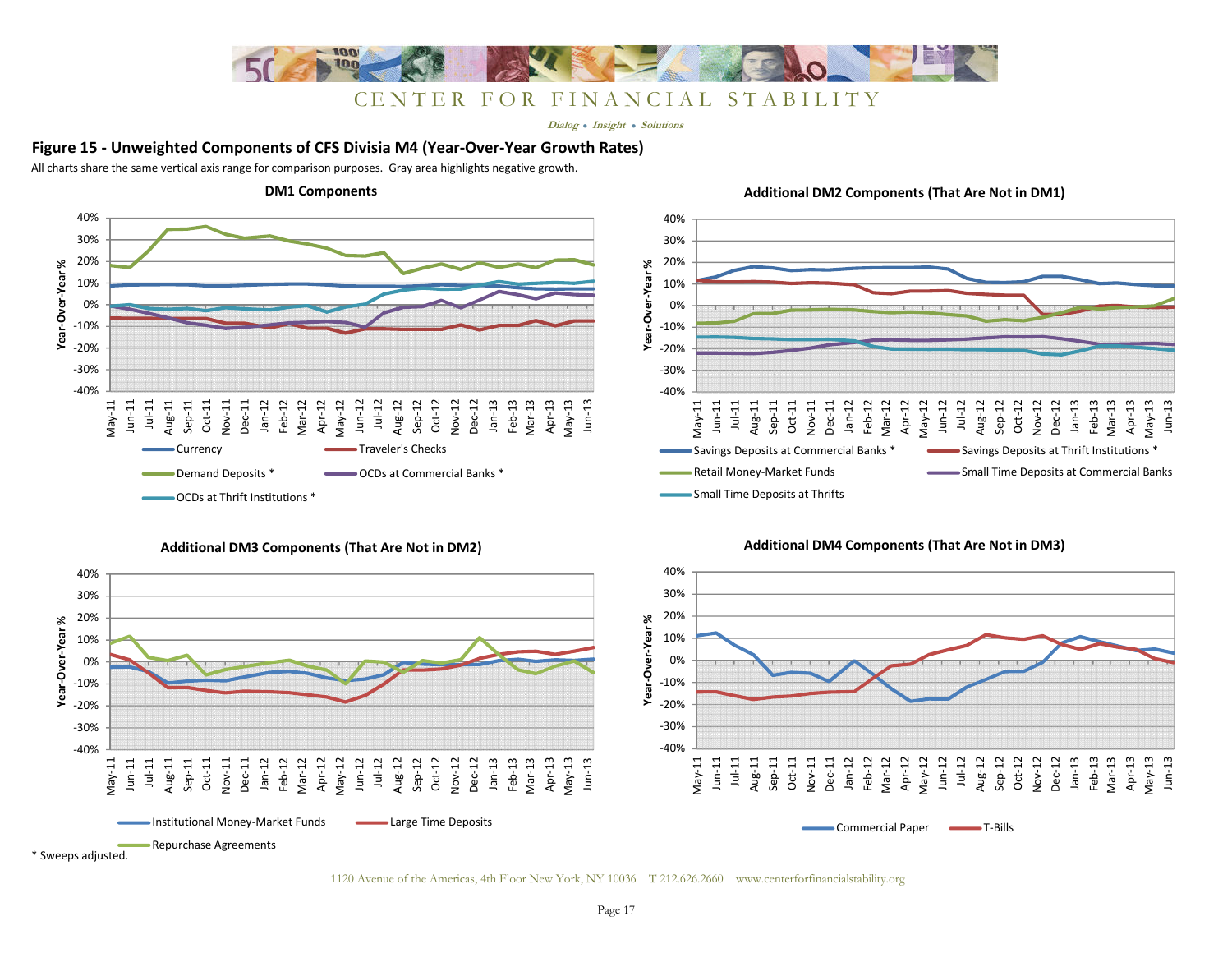CENTER FOR FINANCIAL STABILITY

*Dialog • Insight • Solutions*

## Figure 15 - Unweighted Components of CFS Divisia M4 (Year-Over-Year Growth Rates)

All charts share the same vertical axis range for comparison purposes. Gray area highlights negative growth.

### DM1 Components

Year-Over-Year %

Legend: Currency; Traveler's Checks; Demand Deposits *; OCDs at Commercial Banks *; OCDs at Thrift Institutions *

### Additional DM2 Components (That Are Not in DM1)

Year-Over-Year %

Legend: Savings Deposits at Commercial Banks *; Savings Deposits at Thrift Institutions *; Retail Money-Market Funds; Small Time Deposits at Commercial Banks; Small Time Deposits at Thrifts

### Additional DM3 Components (That Are Not in DM2)

Year-Over-Year %

Legend: Institutional Money-Market Funds; Large Time Deposits; Repurchase Agreements

### Additional DM4 Components (That Are Not in DM3)

Year-Over-Year %

Legend: Commercial Paper; T-Bills

\* Sweeps adjusted.

1120 Avenue of the Americas, 4th Floor New York, NY 10036 T 212.626.2660 www.centerforfinancialstability.org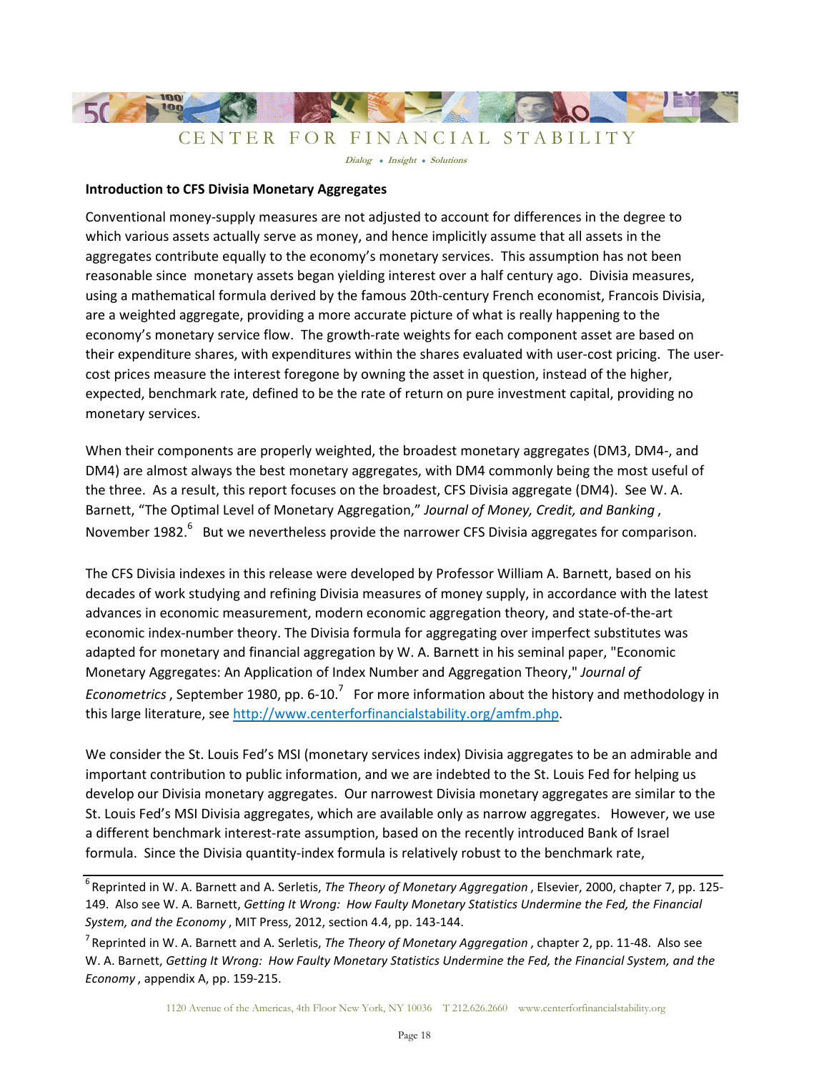**Introduction to CFS Divisia Monetary Aggregates**

Conventional money-supply measures are not adjusted to account for differences in the degree to which various assets actually serve as money, and hence implicitly assume that all assets in the aggregates contribute equally to the economy's monetary services. This assumption has not been reasonable since monetary assets began yielding interest over a half century ago. Divisia measures, using a mathematical formula derived by the famous 20th-century French economist, Francois Divisia, are a weighted aggregate, providing a more accurate picture of what is really happening to the economy's monetary service flow. The growth-rate weights for each component asset are based on their expenditure shares, with expenditures within the shares evaluated with user-cost pricing. The user-cost prices measure the interest foregone by owning the asset in question, instead of the higher, expected, benchmark rate, defined to be the rate of return on pure investment capital, providing no monetary services.

When their components are properly weighted, the broadest monetary aggregates (DM3, DM4-, and DM4) are almost always the best monetary aggregates, with DM4 commonly being the most useful of the three. As a result, this report focuses on the broadest, CFS Divisia aggregate (DM4). See W. A. Barnett, "The Optimal Level of Monetary Aggregation," *Journal of Money, Credit, and Banking*, November 1982.[6] But we nevertheless provide the narrower CFS Divisia aggregates for comparison.

The CFS Divisia indexes in this release were developed by Professor William A. Barnett, based on his decades of work studying and refining Divisia measures of money supply, in accordance with the latest advances in economic measurement, modern economic aggregation theory, and state-of-the-art economic index-number theory. The Divisia formula for aggregating over imperfect substitutes was adapted for monetary and financial aggregation by W. A. Barnett in his seminal paper, "Economic Monetary Aggregates: An Application of Index Number and Aggregation Theory," *Journal of Econometrics*, September 1980, pp. 6-10.[7] For more information about the history and methodology in this large literature, see http://www.centerforfinancialstability.org/amfm.php.

We consider the St. Louis Fed's MSI (monetary services index) Divisia aggregates to be an admirable and important contribution to public information, and we are indebted to the St. Louis Fed for helping us develop our Divisia monetary aggregates. Our narrowest Divisia monetary aggregates are similar to the St. Louis Fed's MSI Divisia aggregates, which are available only as narrow aggregates. However, we use a different benchmark interest-rate assumption, based on the recently introduced Bank of Israel formula. Since the Divisia quantity-index formula is relatively robust to the benchmark rate,

---

[6] Reprinted in W. A. Barnett and A. Serletis, *The Theory of Monetary Aggregation*, Elsevier, 2000, chapter 7, pp. 125-149. Also see W. A. Barnett, *Getting It Wrong: How Faulty Monetary Statistics Undermine the Fed, the Financial System, and the Economy*, MIT Press, 2012, section 4.4, pp. 143-144.

[7] Reprinted in W. A. Barnett and A. Serletis, *The Theory of Monetary Aggregation*, chapter 2, pp. 11-48. Also see W. A. Barnett, *Getting It Wrong: How Faulty Monetary Statistics Undermine the Fed, the Financial System, and the Economy*, appendix A, pp. 159-215.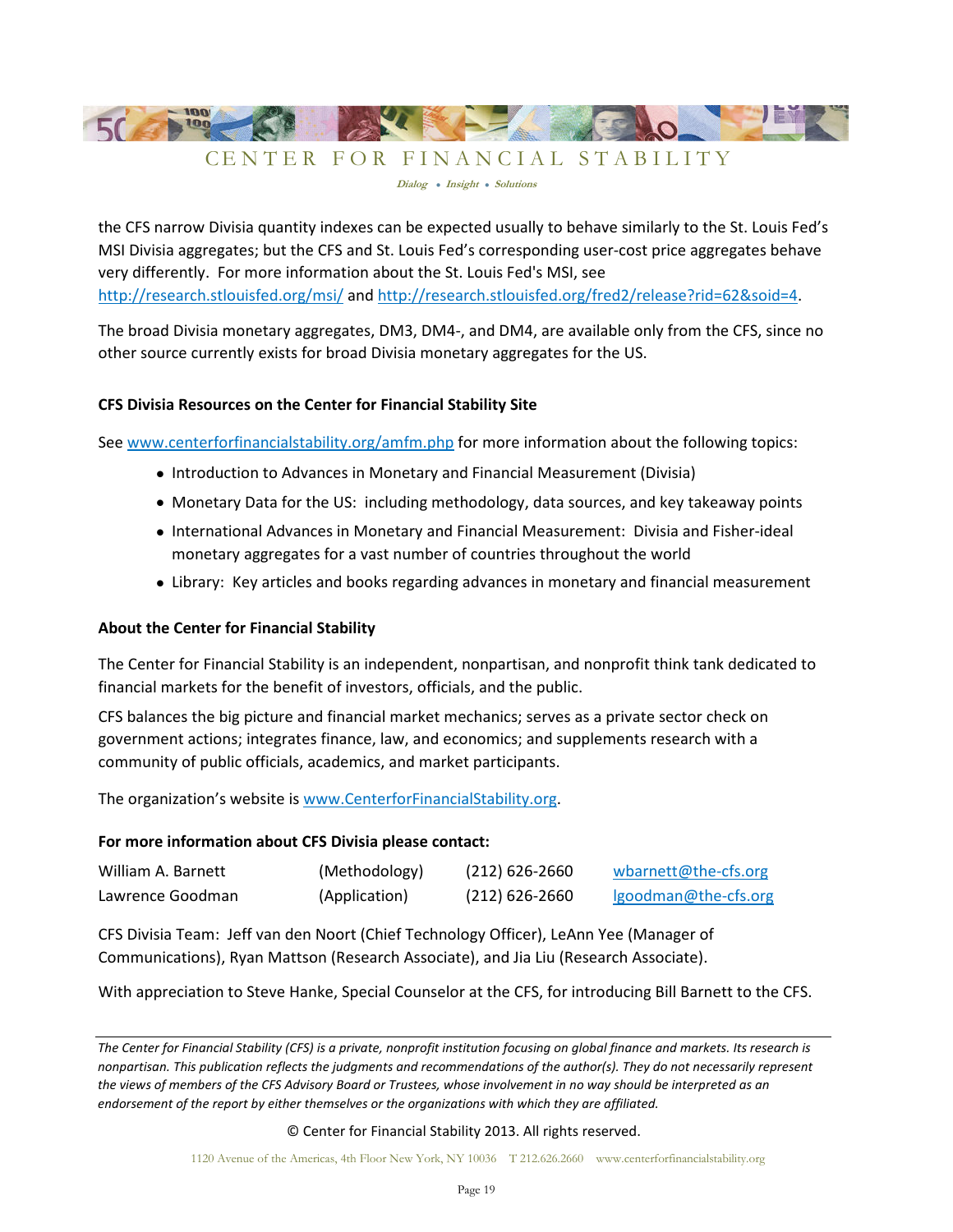the CFS narrow Divisia quantity indexes can be expected usually to behave similarly to the St. Louis Fed's MSI Divisia aggregates; but the CFS and St. Louis Fed's corresponding user-cost price aggregates behave very differently. For more information about the St. Louis Fed's MSI, see http://research.stlouisfed.org/msi/ and http://research.stlouisfed.org/fred2/release?rid=62&soid=4.

The broad Divisia monetary aggregates, DM3, DM4-, and DM4, are available only from the CFS, since no other source currently exists for broad Divisia monetary aggregates for the US.

**CFS Divisia Resources on the Center for Financial Stability Site**

See www.centerforfinancialstability.org/amfm.php for more information about the following topics:

- Introduction to Advances in Monetary and Financial Measurement (Divisia)
- Monetary Data for the US: including methodology, data sources, and key takeaway points
- International Advances in Monetary and Financial Measurement: Divisia and Fisher-ideal monetary aggregates for a vast number of countries throughout the world
- Library: Key articles and books regarding advances in monetary and financial measurement

**About the Center for Financial Stability**

The Center for Financial Stability is an independent, nonpartisan, and nonprofit think tank dedicated to financial markets for the benefit of investors, officials, and the public.

CFS balances the big picture and financial market mechanics; serves as a private sector check on government actions; integrates finance, law, and economics; and supplements research with a community of public officials, academics, and market participants.

The organization's website is www.CenterforFinancialStability.org.

**For more information about CFS Divisia please contact:**

| | | | |
|---|---|---|---|
| William A. Barnett | (Methodology) | (212) 626-2660 | wbarnett@the-cfs.org |
| Lawrence Goodman | (Application) | (212) 626-2660 | lgoodman@the-cfs.org |

CFS Divisia Team: Jeff van den Noort (Chief Technology Officer), LeAnn Yee (Manager of Communications), Ryan Mattson (Research Associate), and Jia Liu (Research Associate).

With appreciation to Steve Hanke, Special Counselor at the CFS, for introducing Bill Barnett to the CFS.

---

*The Center for Financial Stability (CFS) is a private, nonprofit institution focusing on global finance and markets. Its research is nonpartisan. This publication reflects the judgments and recommendations of the author(s). They do not necessarily represent the views of members of the CFS Advisory Board or Trustees, whose involvement in no way should be interpreted as an endorsement of the report by either themselves or the organizations with which they are affiliated.*

© Center for Financial Stability 2013. All rights reserved.